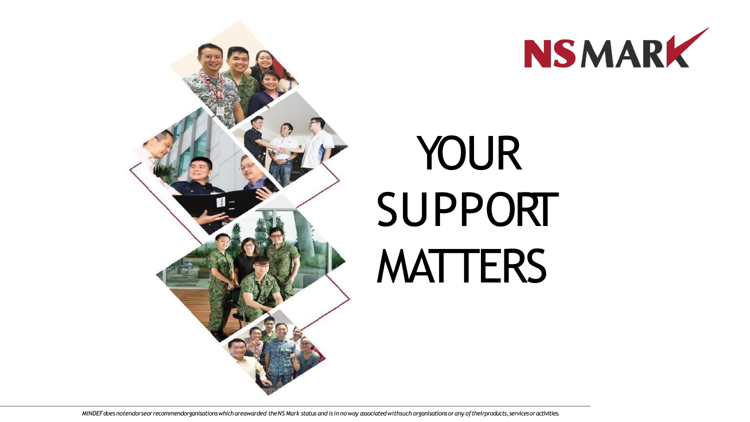NS MARK

# YOUR SUPPORT MATTERS

*MINDEF does not endorse or recommend organisations which are awarded the NS Mark status and is in no way associated with such organisations or any of their products, services or activities.*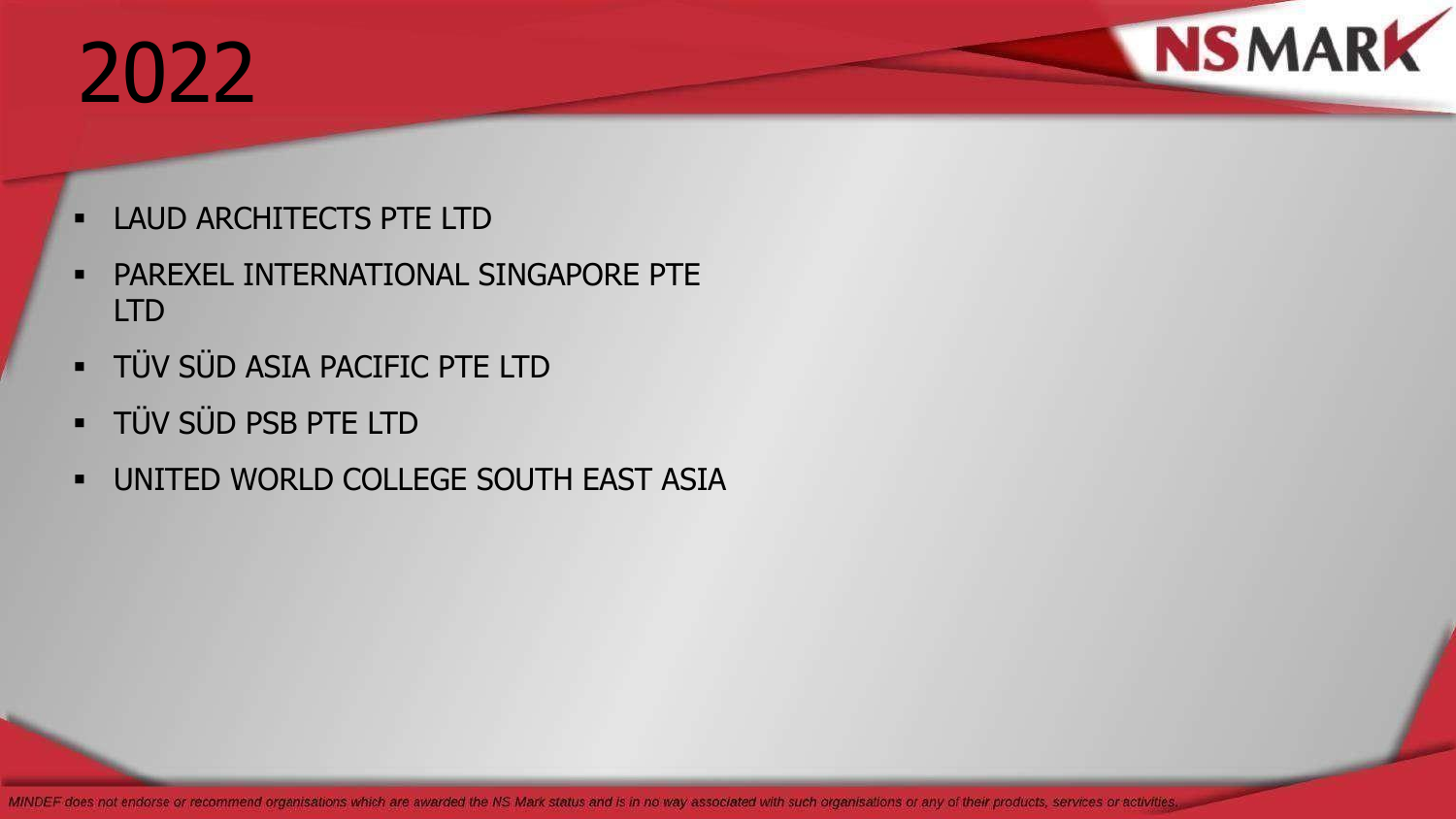# 2022

- LAUD ARCHITECTS PTE LTD
- PAREXEL INTERNATIONAL SINGAPORE PTE LTD
- TÜV SÜD ASIA PACIFIC PTE LTD
- TÜV SÜD PSB PTE LTD
- UNITED WORLD COLLEGE SOUTH EAST ASIA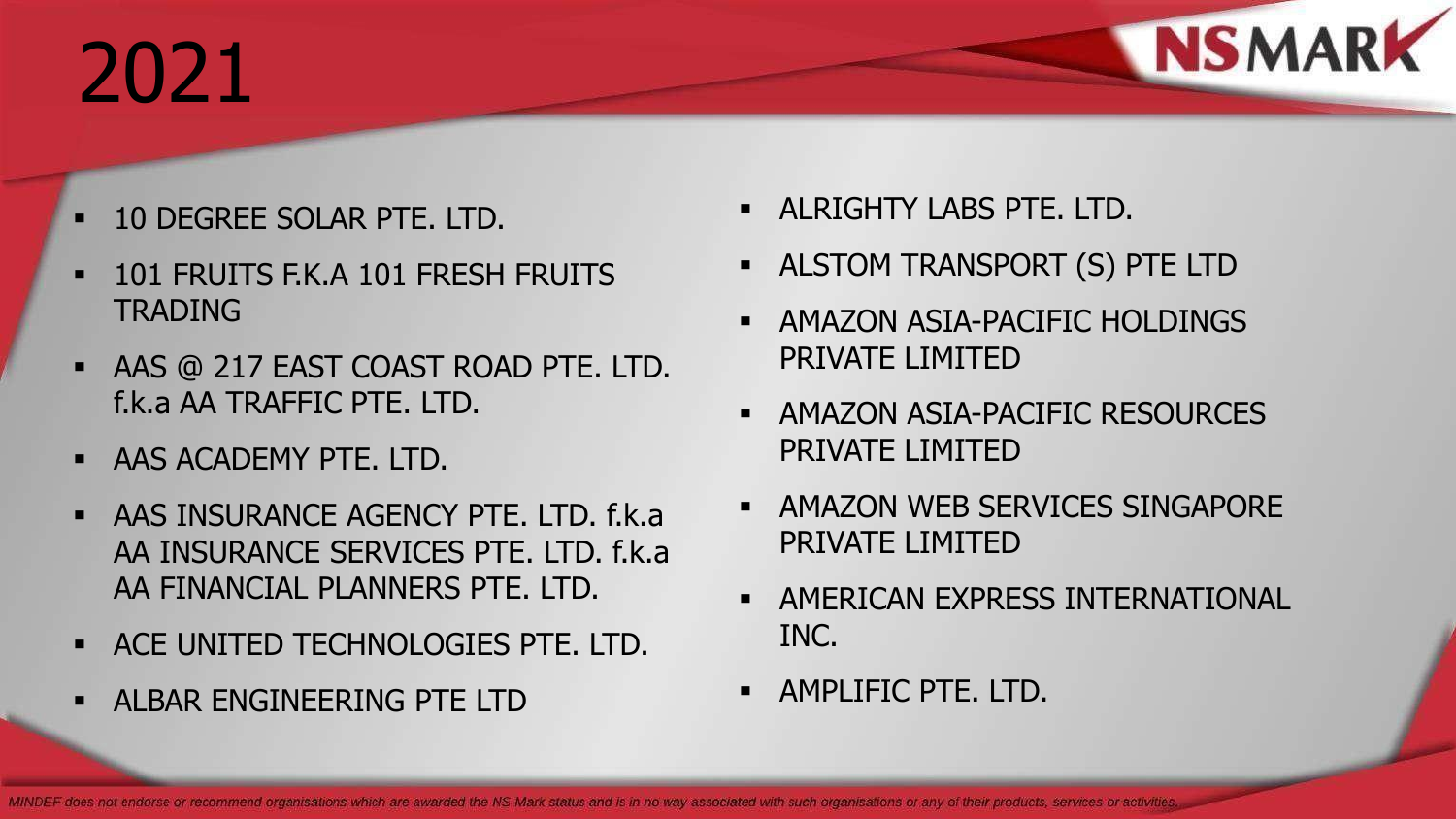# 2021

- 10 DEGREE SOLAR PTE. LTD.
- 101 FRUITS F.K.A 101 FRESH FRUITS TRADING
- AAS @ 217 EAST COAST ROAD PTE. LTD. f.k.a AA TRAFFIC PTE. LTD.
- AAS ACADEMY PTE. LTD.
- AAS INSURANCE AGENCY PTE. LTD. f.k.a AA INSURANCE SERVICES PTE. LTD. f.k.a AA FINANCIAL PLANNERS PTE. LTD.
- ACE UNITED TECHNOLOGIES PTE. LTD.
- ALBAR ENGINEERING PTE LTD
- ALRIGHTY LABS PTE. LTD.
- ALSTOM TRANSPORT (S) PTE LTD
- AMAZON ASIA-PACIFIC HOLDINGS PRIVATE LIMITED
- AMAZON ASIA-PACIFIC RESOURCES PRIVATE LIMITED
- AMAZON WEB SERVICES SINGAPORE PRIVATE LIMITED
- AMERICAN EXPRESS INTERNATIONAL INC.
- AMPLIFIC PTE. LTD.

*MINDEF does not endorse or recommend organisations which are awarded the NS Mark status and is in no way associated with such organisations or any of their products, services or activities.*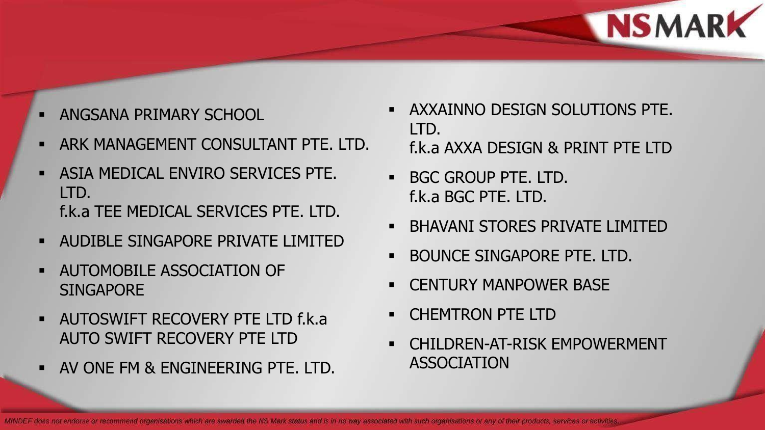- ANGSANA PRIMARY SCHOOL
- ARK MANAGEMENT CONSULTANT PTE. LTD.
- ASIA MEDICAL ENVIRO SERVICES PTE. LTD.
  f.k.a TEE MEDICAL SERVICES PTE. LTD.
- AUDIBLE SINGAPORE PRIVATE LIMITED
- AUTOMOBILE ASSOCIATION OF SINGAPORE
- AUTOSWIFT RECOVERY PTE LTD f.k.a AUTO SWIFT RECOVERY PTE LTD
- AV ONE FM & ENGINEERING PTE. LTD.
- AXXAINNO DESIGN SOLUTIONS PTE. LTD.
  f.k.a AXXA DESIGN & PRINT PTE LTD
- BGC GROUP PTE. LTD.
  f.k.a BGC PTE. LTD.
- BHAVANI STORES PRIVATE LIMITED
- BOUNCE SINGAPORE PTE. LTD.
- CENTURY MANPOWER BASE
- CHEMTRON PTE LTD
- CHILDREN-AT-RISK EMPOWERMENT ASSOCIATION

*MINDEF does not endorse or recommend organisations which are awarded the NS Mark status and is in no way associated with such organisations or any of their products, services or activities.*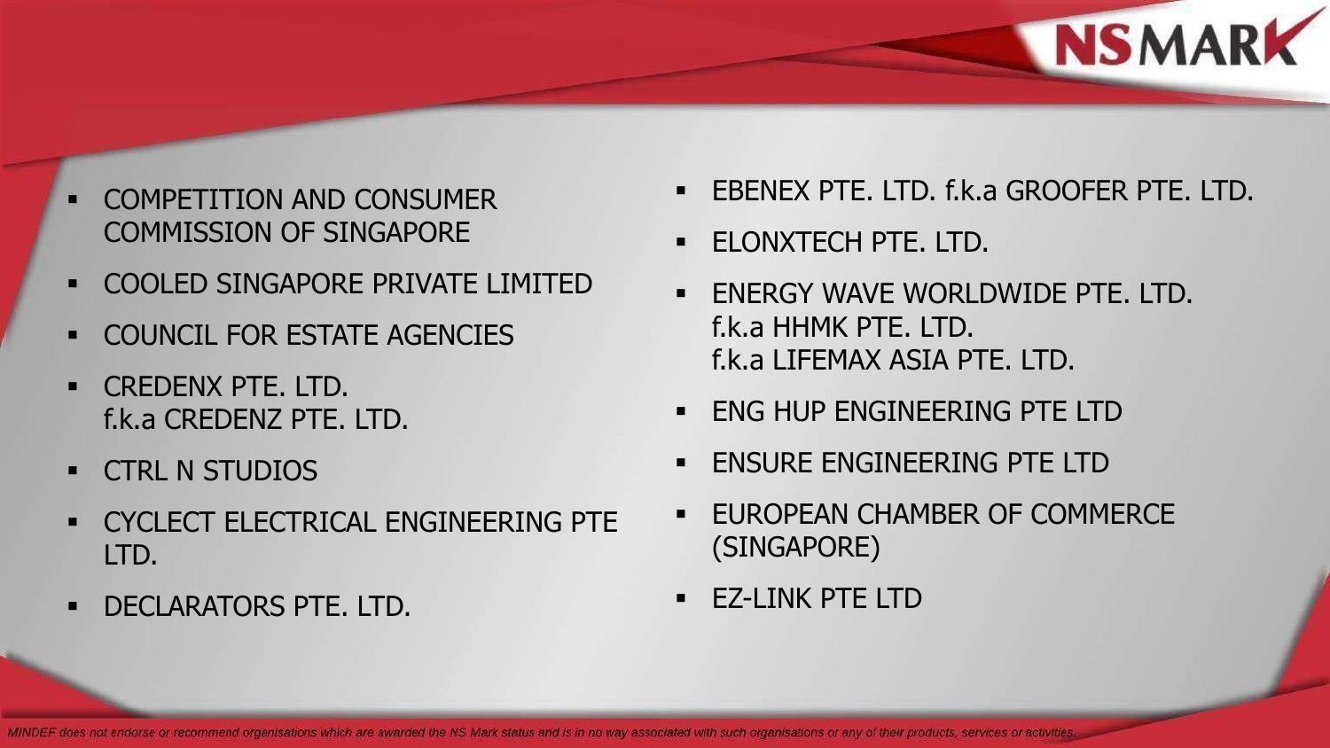- COMPETITION AND CONSUMER COMMISSION OF SINGAPORE
- COOLED SINGAPORE PRIVATE LIMITED
- COUNCIL FOR ESTATE AGENCIES
- CREDENX PTE. LTD.
  f.k.a CREDENZ PTE. LTD.
- CTRL N STUDIOS
- CYCLECT ELECTRICAL ENGINEERING PTE LTD.
- DECLARATORS PTE. LTD.
- EBENEX PTE. LTD. f.k.a GROOFER PTE. LTD.
- ELONXTECH PTE. LTD.
- ENERGY WAVE WORLDWIDE PTE. LTD.
  f.k.a HHMK PTE. LTD.
  f.k.a LIFEMAX ASIA PTE. LTD.
- ENG HUP ENGINEERING PTE LTD
- ENSURE ENGINEERING PTE LTD
- EUROPEAN CHAMBER OF COMMERCE (SINGAPORE)
- EZ-LINK PTE LTD

*MINDEF does not endorse or recommend organisations which are awarded the NS Mark status and is in no way associated with such organisations or any of their products, services or activities.*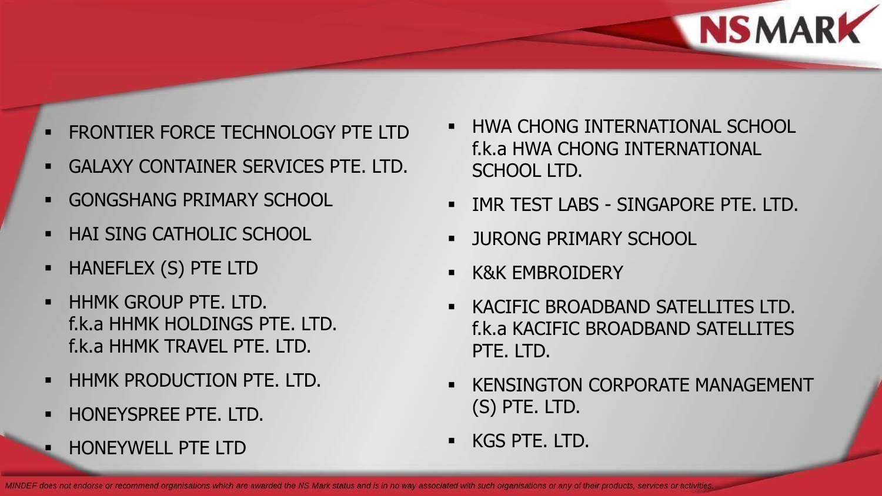- FRONTIER FORCE TECHNOLOGY PTE LTD
- GALAXY CONTAINER SERVICES PTE. LTD.
- GONGSHANG PRIMARY SCHOOL
- HAI SING CATHOLIC SCHOOL
- HANEFLEX (S) PTE LTD
- HHMK GROUP PTE. LTD.
  f.k.a HHMK HOLDINGS PTE. LTD.
  f.k.a HHMK TRAVEL PTE. LTD.
- HHMK PRODUCTION PTE. LTD.
- HONEYSPREE PTE. LTD.
- HONEYWELL PTE LTD
- HWA CHONG INTERNATIONAL SCHOOL
  f.k.a HWA CHONG INTERNATIONAL SCHOOL LTD.
- IMR TEST LABS - SINGAPORE PTE. LTD.
- JURONG PRIMARY SCHOOL
- K&K EMBROIDERY
- KACIFIC BROADBAND SATELLITES LTD.
  f.k.a KACIFIC BROADBAND SATELLITES PTE. LTD.
- KENSINGTON CORPORATE MANAGEMENT (S) PTE. LTD.
- KGS PTE. LTD.

*MINDEF does not endorse or recommend organisations which are awarded the NS Mark status and is in no way associated with such organisations or any of their products, services or activities.*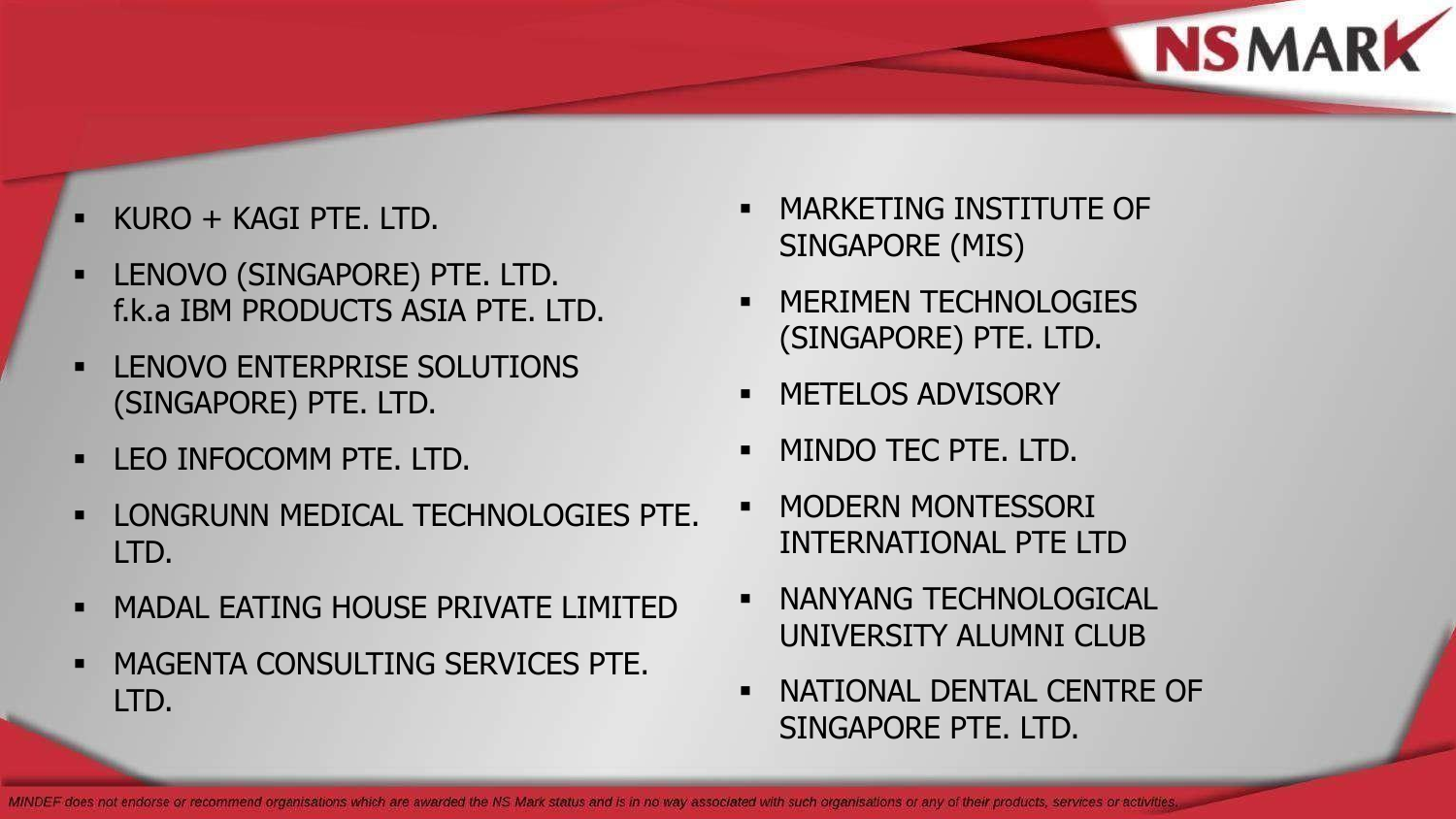- KURO + KAGI PTE. LTD.
- LENOVO (SINGAPORE) PTE. LTD. f.k.a IBM PRODUCTS ASIA PTE. LTD.
- LENOVO ENTERPRISE SOLUTIONS (SINGAPORE) PTE. LTD.
- LEO INFOCOMM PTE. LTD.
- LONGRUNN MEDICAL TECHNOLOGIES PTE. LTD.
- MADAL EATING HOUSE PRIVATE LIMITED
- MAGENTA CONSULTING SERVICES PTE. LTD.
- MARKETING INSTITUTE OF SINGAPORE (MIS)
- MERIMEN TECHNOLOGIES (SINGAPORE) PTE. LTD.
- METELOS ADVISORY
- MINDO TEC PTE. LTD.
- MODERN MONTESSORI INTERNATIONAL PTE LTD
- NANYANG TECHNOLOGICAL UNIVERSITY ALUMNI CLUB
- NATIONAL DENTAL CENTRE OF SINGAPORE PTE. LTD.

*MINDEF does not endorse or recommend organisations which are awarded the NS Mark status and is in no way associated with such organisations or any of their products, services or activities.*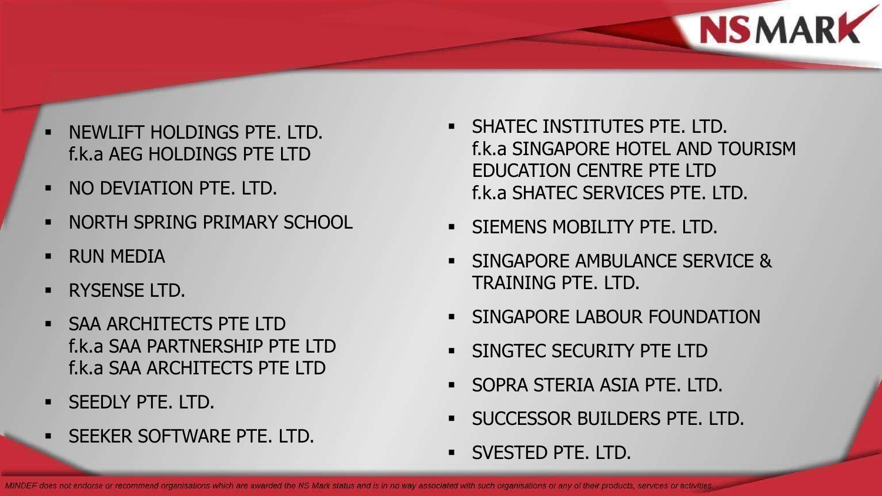- NEWLIFT HOLDINGS PTE. LTD.
  f.k.a AEG HOLDINGS PTE LTD
- NO DEVIATION PTE. LTD.
- NORTH SPRING PRIMARY SCHOOL
- RUN MEDIA
- RYSENSE LTD.
- SAA ARCHITECTS PTE LTD
  f.k.a SAA PARTNERSHIP PTE LTD
  f.k.a SAA ARCHITECTS PTE LTD
- SEEDLY PTE. LTD.
- SEEKER SOFTWARE PTE. LTD.
- SHATEC INSTITUTES PTE. LTD.
  f.k.a SINGAPORE HOTEL AND TOURISM EDUCATION CENTRE PTE LTD
  f.k.a SHATEC SERVICES PTE. LTD.
- SIEMENS MOBILITY PTE. LTD.
- SINGAPORE AMBULANCE SERVICE & TRAINING PTE. LTD.
- SINGAPORE LABOUR FOUNDATION
- SINGTEC SECURITY PTE LTD
- SOPRA STERIA ASIA PTE. LTD.
- SUCCESSOR BUILDERS PTE. LTD.
- SVESTED PTE. LTD.

*MINDEF does not endorse or recommend organisations which are awarded the NS Mark status and is in no way associated with such organisations or any of their products, services or activities.*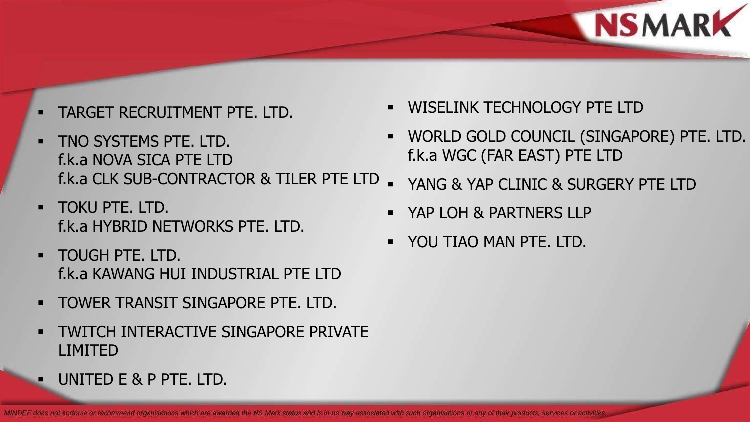- TARGET RECRUITMENT PTE. LTD.
- TNO SYSTEMS PTE. LTD.
  f.k.a NOVA SICA PTE LTD
  f.k.a CLK SUB-CONTRACTOR & TILER PTE LTD
- TOKU PTE. LTD.
  f.k.a HYBRID NETWORKS PTE. LTD.
- TOUGH PTE. LTD.
  f.k.a KAWANG HUI INDUSTRIAL PTE LTD
- TOWER TRANSIT SINGAPORE PTE. LTD.
- TWITCH INTERACTIVE SINGAPORE PRIVATE LIMITED
- UNITED E & P PTE. LTD.
- WISELINK TECHNOLOGY PTE LTD
- WORLD GOLD COUNCIL (SINGAPORE) PTE. LTD.
  f.k.a WGC (FAR EAST) PTE LTD
- YANG & YAP CLINIC & SURGERY PTE LTD
- YAP LOH & PARTNERS LLP
- YOU TIAO MAN PTE. LTD.

*MINDEF does not endorse or recommend organisations which are awarded the NS Mark status and is in no way associated with such organisations or any of their products, services or activities.*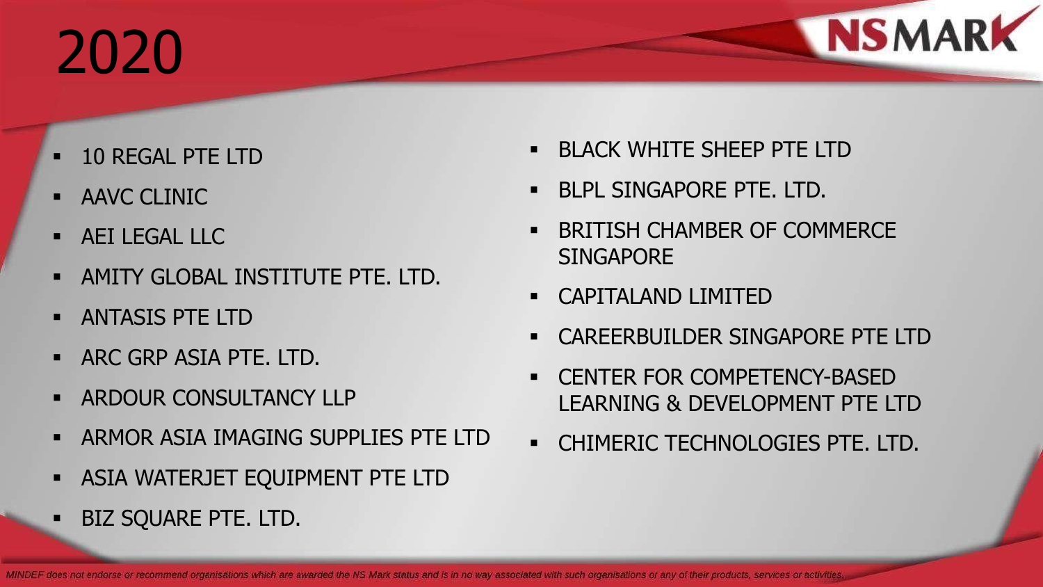# 2020

- 10 REGAL PTE LTD
- AAVC CLINIC
- AEI LEGAL LLC
- AMITY GLOBAL INSTITUTE PTE. LTD.
- ANTASIS PTE LTD
- ARC GRP ASIA PTE. LTD.
- ARDOUR CONSULTANCY LLP
- ARMOR ASIA IMAGING SUPPLIES PTE LTD
- ASIA WATERJET EQUIPMENT PTE LTD
- BIZ SQUARE PTE. LTD.
- BLACK WHITE SHEEP PTE LTD
- BLPL SINGAPORE PTE. LTD.
- BRITISH CHAMBER OF COMMERCE SINGAPORE
- CAPITALAND LIMITED
- CAREERBUILDER SINGAPORE PTE LTD
- CENTER FOR COMPETENCY-BASED LEARNING & DEVELOPMENT PTE LTD
- CHIMERIC TECHNOLOGIES PTE. LTD.

*MINDEF does not endorse or recommend organisations which are awarded the NS Mark status and is in no way associated with such organisations or any of their products, services or activities.*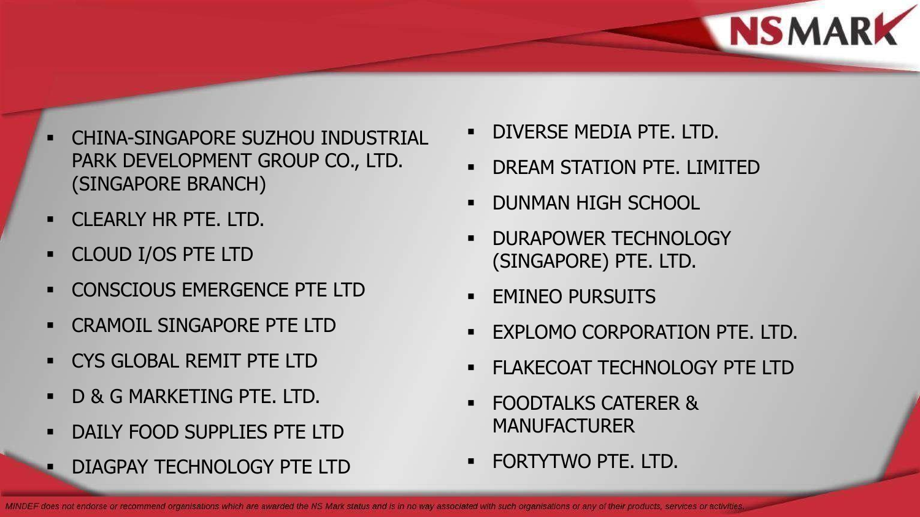- CHINA-SINGAPORE SUZHOU INDUSTRIAL PARK DEVELOPMENT GROUP CO., LTD. (SINGAPORE BRANCH)
- CLEARLY HR PTE. LTD.
- CLOUD I/OS PTE LTD
- CONSCIOUS EMERGENCE PTE LTD
- CRAMOIL SINGAPORE PTE LTD
- CYS GLOBAL REMIT PTE LTD
- D & G MARKETING PTE. LTD.
- DAILY FOOD SUPPLIES PTE LTD
- DIAGPAY TECHNOLOGY PTE LTD
- DIVERSE MEDIA PTE. LTD.
- DREAM STATION PTE. LIMITED
- DUNMAN HIGH SCHOOL
- DURAPOWER TECHNOLOGY (SINGAPORE) PTE. LTD.
- EMINEO PURSUITS
- EXPLOMO CORPORATION PTE. LTD.
- FLAKECOAT TECHNOLOGY PTE LTD
- FOODTALKS CATERER & MANUFACTURER
- FORTYTWO PTE. LTD.

*MINDEF does not endorse or recommend organisations which are awarded the NS Mark status and is in no way associated with such organisations or any of their products, services or activities.*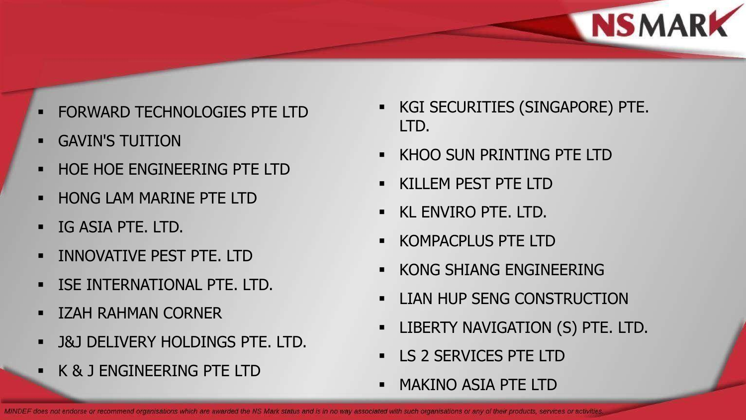- FORWARD TECHNOLOGIES PTE LTD
- GAVIN'S TUITION
- HOE HOE ENGINEERING PTE LTD
- HONG LAM MARINE PTE LTD
- IG ASIA PTE. LTD.
- INNOVATIVE PEST PTE. LTD
- ISE INTERNATIONAL PTE. LTD.
- IZAH RAHMAN CORNER
- J&J DELIVERY HOLDINGS PTE. LTD.
- K & J ENGINEERING PTE LTD
- KGI SECURITIES (SINGAPORE) PTE. LTD.
- KHOO SUN PRINTING PTE LTD
- KILLEM PEST PTE LTD
- KL ENVIRO PTE. LTD.
- KOMPACPLUS PTE LTD
- KONG SHIANG ENGINEERING
- LIAN HUP SENG CONSTRUCTION
- LIBERTY NAVIGATION (S) PTE. LTD.
- LS 2 SERVICES PTE LTD
- MAKINO ASIA PTE LTD

*MINDEF does not endorse or recommend organisations which are awarded the NS Mark status and is in no way associated with such organisations or any of their products, services or activities.*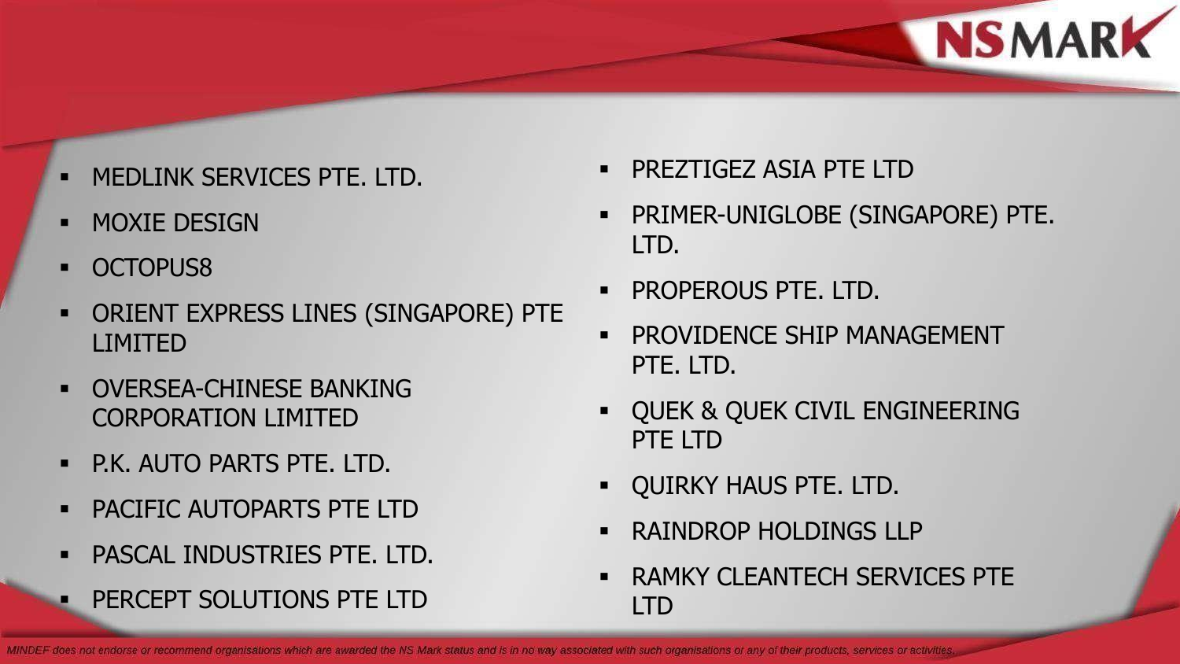- MEDLINK SERVICES PTE. LTD.
- MOXIE DESIGN
- OCTOPUS8
- ORIENT EXPRESS LINES (SINGAPORE) PTE LIMITED
- OVERSEA-CHINESE BANKING CORPORATION LIMITED
- P.K. AUTO PARTS PTE. LTD.
- PACIFIC AUTOPARTS PTE LTD
- PASCAL INDUSTRIES PTE. LTD.
- PERCEPT SOLUTIONS PTE LTD
- PREZTIGEZ ASIA PTE LTD
- PRIMER-UNIGLOBE (SINGAPORE) PTE. LTD.
- PROPEROUS PTE. LTD.
- PROVIDENCE SHIP MANAGEMENT PTE. LTD.
- QUEK & QUEK CIVIL ENGINEERING PTE LTD
- QUIRKY HAUS PTE. LTD.
- RAINDROP HOLDINGS LLP
- RAMKY CLEANTECH SERVICES PTE LTD

*MINDEF does not endorse or recommend organisations which are awarded the NS Mark status and is in no way associated with such organisations or any of their products, services or activities.*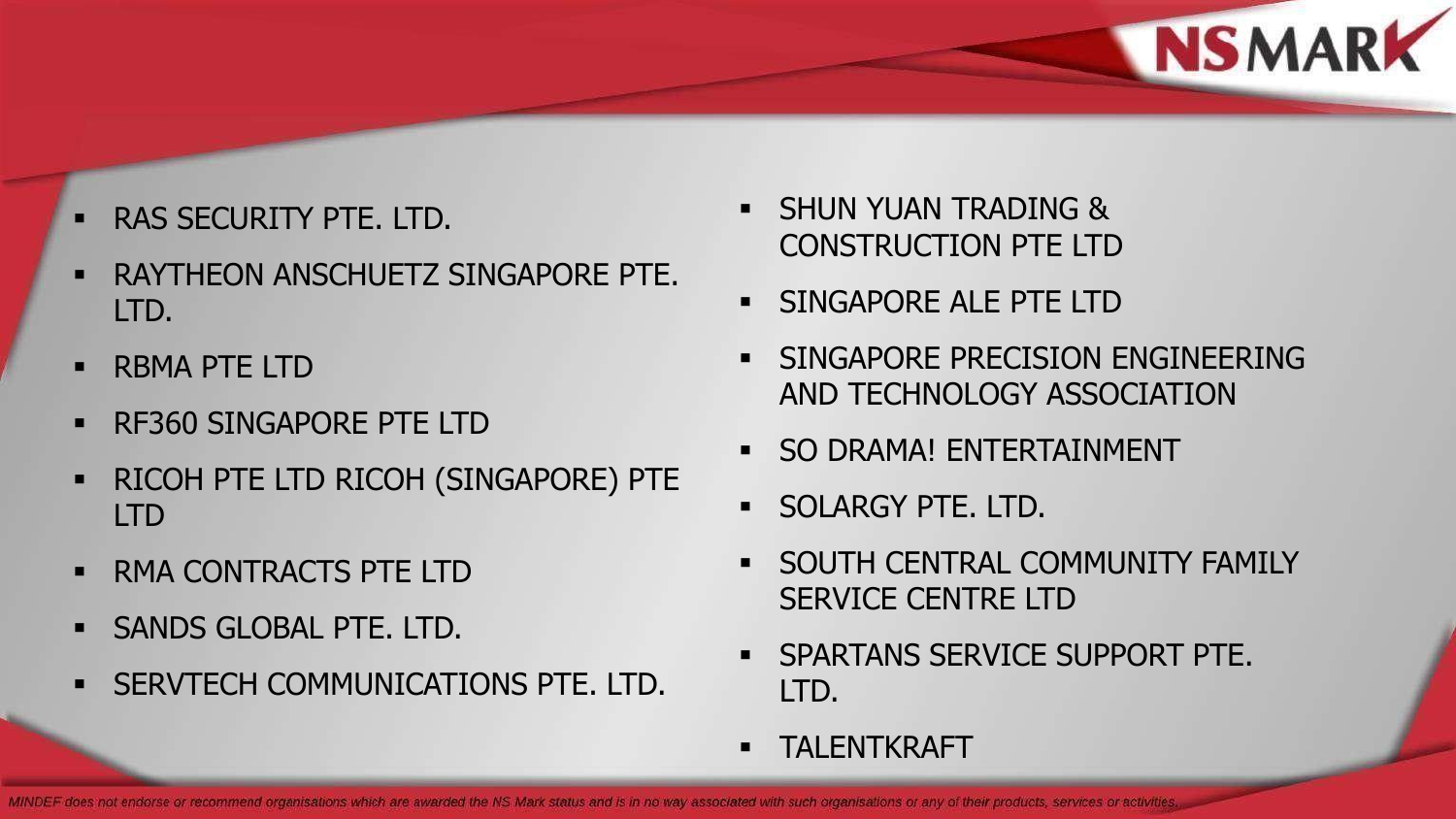- RAS SECURITY PTE. LTD.
- RAYTHEON ANSCHUETZ SINGAPORE PTE. LTD.
- RBMA PTE LTD
- RF360 SINGAPORE PTE LTD
- RICOH PTE LTD RICOH (SINGAPORE) PTE LTD
- RMA CONTRACTS PTE LTD
- SANDS GLOBAL PTE. LTD.
- SERVTECH COMMUNICATIONS PTE. LTD.
- SHUN YUAN TRADING & CONSTRUCTION PTE LTD
- SINGAPORE ALE PTE LTD
- SINGAPORE PRECISION ENGINEERING AND TECHNOLOGY ASSOCIATION
- SO DRAMA! ENTERTAINMENT
- SOLARGY PTE. LTD.
- SOUTH CENTRAL COMMUNITY FAMILY SERVICE CENTRE LTD
- SPARTANS SERVICE SUPPORT PTE. LTD.
- TALENTKRAFT

*MINDEF does not endorse or recommend organisations which are awarded the NS Mark status and is in no way associated with such organisations or any of their products, services or activities.*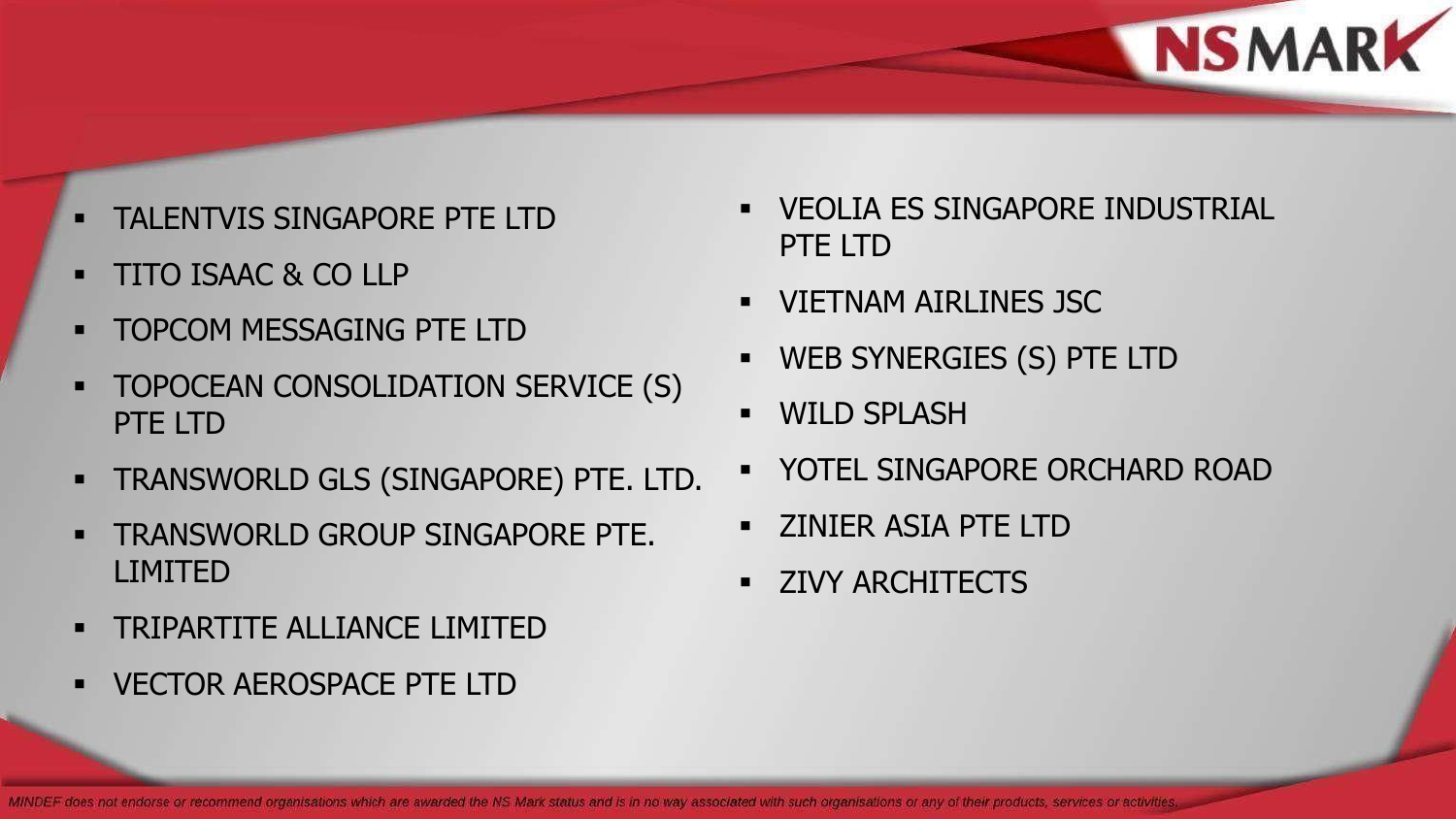- TALENTVIS SINGAPORE PTE LTD
- TITO ISAAC & CO LLP
- TOPCOM MESSAGING PTE LTD
- TOPOCEAN CONSOLIDATION SERVICE (S) PTE LTD
- TRANSWORLD GLS (SINGAPORE) PTE. LTD.
- TRANSWORLD GROUP SINGAPORE PTE. LIMITED
- TRIPARTITE ALLIANCE LIMITED
- VECTOR AEROSPACE PTE LTD
- VEOLIA ES SINGAPORE INDUSTRIAL PTE LTD
- VIETNAM AIRLINES JSC
- WEB SYNERGIES (S) PTE LTD
- WILD SPLASH
- YOTEL SINGAPORE ORCHARD ROAD
- ZINIER ASIA PTE LTD
- ZIVY ARCHITECTS

*MINDEF does not endorse or recommend organisations which are awarded the NS Mark status and is in no way associated with such organisations or any of their products, services or activities.*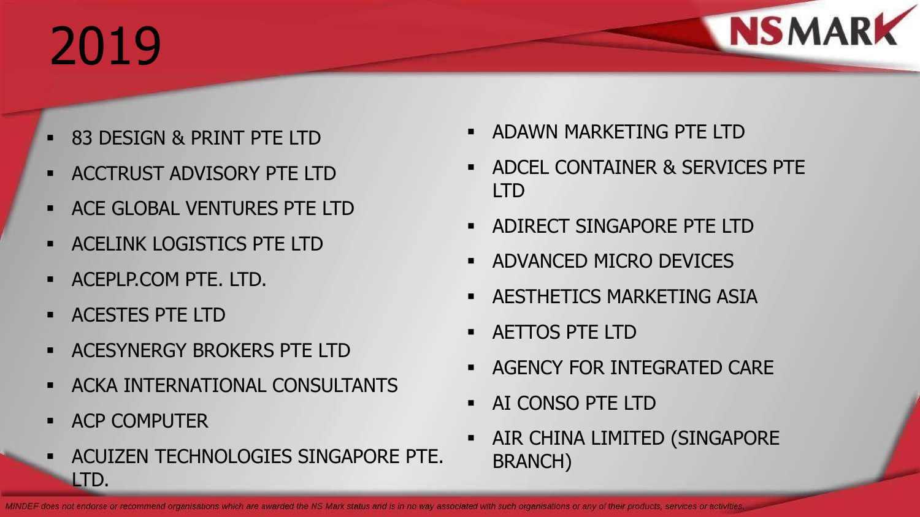# 2019

- 83 DESIGN & PRINT PTE LTD
- ACCTRUST ADVISORY PTE LTD
- ACE GLOBAL VENTURES PTE LTD
- ACELINK LOGISTICS PTE LTD
- ACEPLP.COM PTE. LTD.
- ACESTES PTE LTD
- ACESYNERGY BROKERS PTE LTD
- ACKA INTERNATIONAL CONSULTANTS
- ACP COMPUTER
- ACUIZEN TECHNOLOGIES SINGAPORE PTE. LTD.
- ADAWN MARKETING PTE LTD
- ADCEL CONTAINER & SERVICES PTE LTD
- ADIRECT SINGAPORE PTE LTD
- ADVANCED MICRO DEVICES
- AESTHETICS MARKETING ASIA
- AETTOS PTE LTD
- AGENCY FOR INTEGRATED CARE
- AI CONSO PTE LTD
- AIR CHINA LIMITED (SINGAPORE BRANCH)

*MINDEF does not endorse or recommend organisations which are awarded the NS Mark status and is in no way associated with such organisations or any of their products, services or activities.*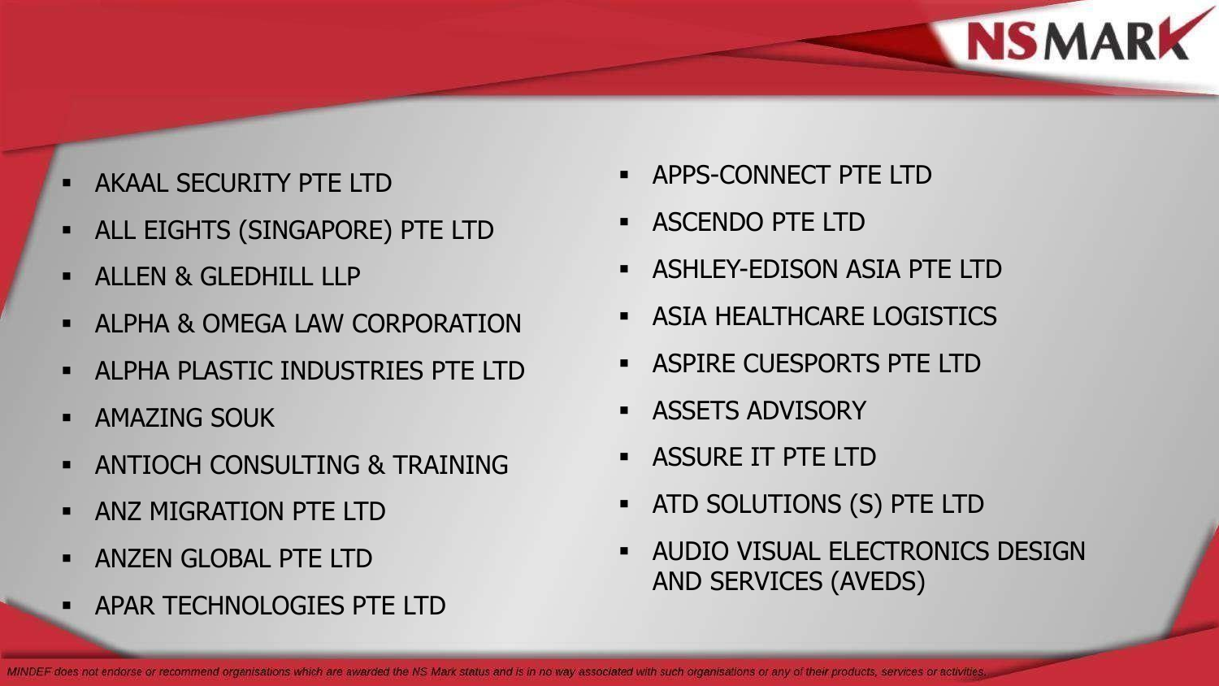- AKAAL SECURITY PTE LTD
- ALL EIGHTS (SINGAPORE) PTE LTD
- ALLEN & GLEDHILL LLP
- ALPHA & OMEGA LAW CORPORATION
- ALPHA PLASTIC INDUSTRIES PTE LTD
- AMAZING SOUK
- ANTIOCH CONSULTING & TRAINING
- ANZ MIGRATION PTE LTD
- ANZEN GLOBAL PTE LTD
- APAR TECHNOLOGIES PTE LTD
- APPS-CONNECT PTE LTD
- ASCENDO PTE LTD
- ASHLEY-EDISON ASIA PTE LTD
- ASIA HEALTHCARE LOGISTICS
- ASPIRE CUESPORTS PTE LTD
- ASSETS ADVISORY
- ASSURE IT PTE LTD
- ATD SOLUTIONS (S) PTE LTD
- AUDIO VISUAL ELECTRONICS DESIGN AND SERVICES (AVEDS)

*MINDEF does not endorse or recommend organisations which are awarded the NS Mark status and is in no way associated with such organisations or any of their products, services or activities.*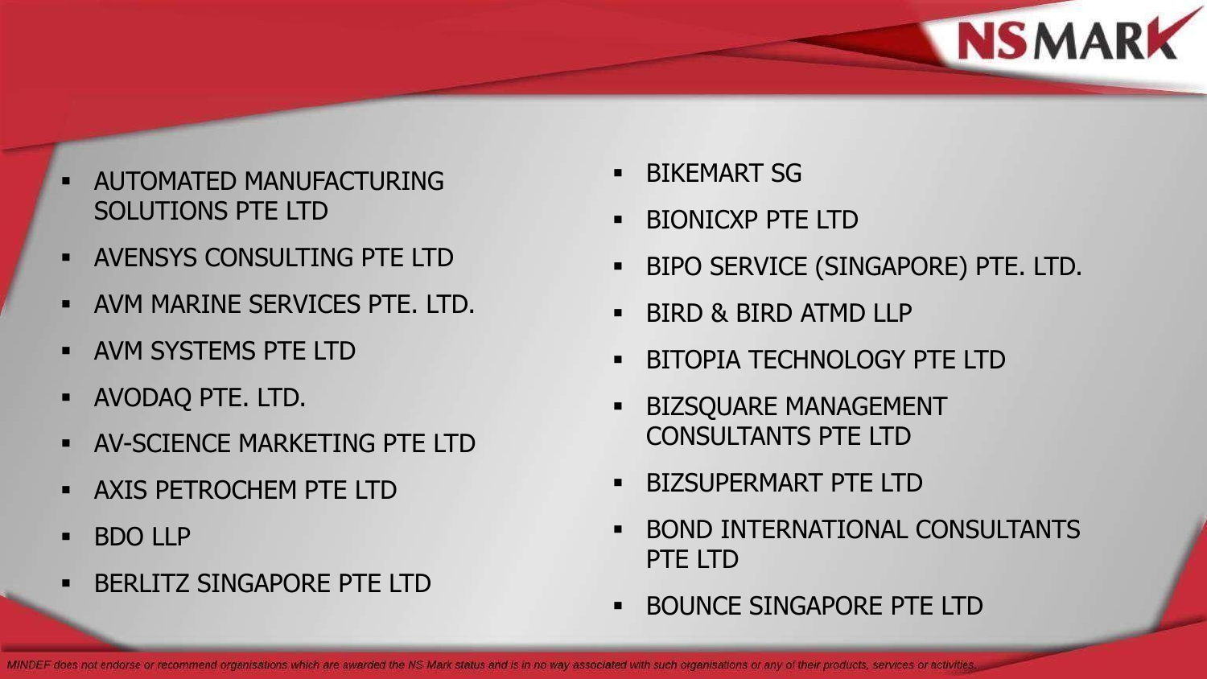- AUTOMATED MANUFACTURING SOLUTIONS PTE LTD
- AVENSYS CONSULTING PTE LTD
- AVM MARINE SERVICES PTE. LTD.
- AVM SYSTEMS PTE LTD
- AVODAQ PTE. LTD.
- AV-SCIENCE MARKETING PTE LTD
- AXIS PETROCHEM PTE LTD
- BDO LLP
- BERLITZ SINGAPORE PTE LTD
- BIKEMART SG
- BIONICXP PTE LTD
- BIPO SERVICE (SINGAPORE) PTE. LTD.
- BIRD & BIRD ATMD LLP
- BITOPIA TECHNOLOGY PTE LTD
- BIZSQUARE MANAGEMENT CONSULTANTS PTE LTD
- BIZSUPERMART PTE LTD
- BOND INTERNATIONAL CONSULTANTS PTE LTD
- BOUNCE SINGAPORE PTE LTD

*MINDEF does not endorse or recommend organisations which are awarded the NS Mark status and is in no way associated with such organisations or any of their products, services or activities.*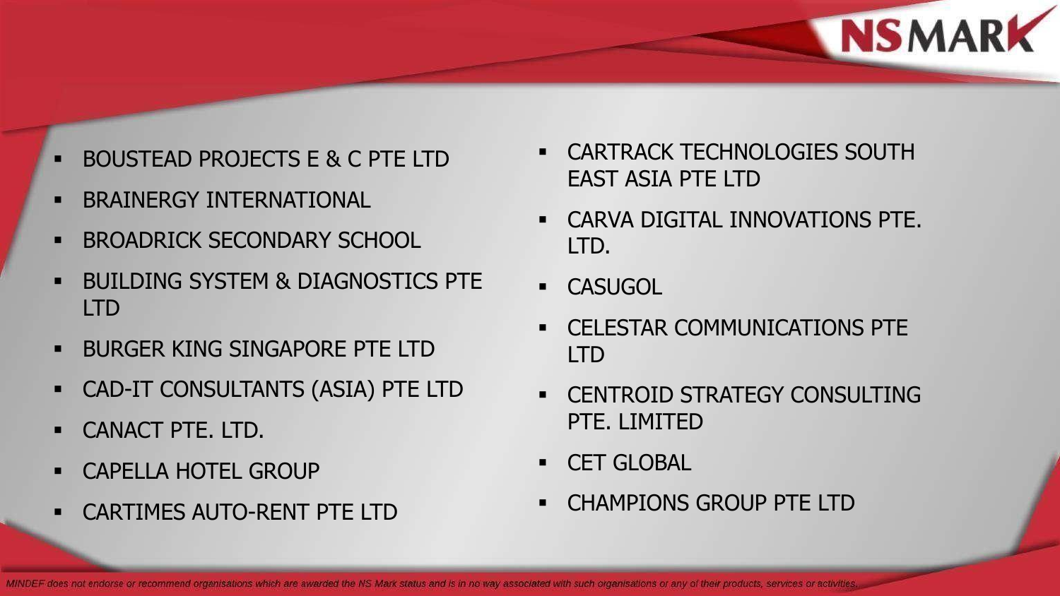- BOUSTEAD PROJECTS E & C PTE LTD
- BRAINERGY INTERNATIONAL
- BROADRICK SECONDARY SCHOOL
- BUILDING SYSTEM & DIAGNOSTICS PTE LTD
- BURGER KING SINGAPORE PTE LTD
- CAD-IT CONSULTANTS (ASIA) PTE LTD
- CANACT PTE. LTD.
- CAPELLA HOTEL GROUP
- CARTIMES AUTO-RENT PTE LTD
- CARTRACK TECHNOLOGIES SOUTH EAST ASIA PTE LTD
- CARVA DIGITAL INNOVATIONS PTE. LTD.
- CASUGOL
- CELESTAR COMMUNICATIONS PTE LTD
- CENTROID STRATEGY CONSULTING PTE. LIMITED
- CET GLOBAL
- CHAMPIONS GROUP PTE LTD

*MINDEF does not endorse or recommend organisations which are awarded the NS Mark status and is in no way associated with such organisations or any of their products, services or activities.*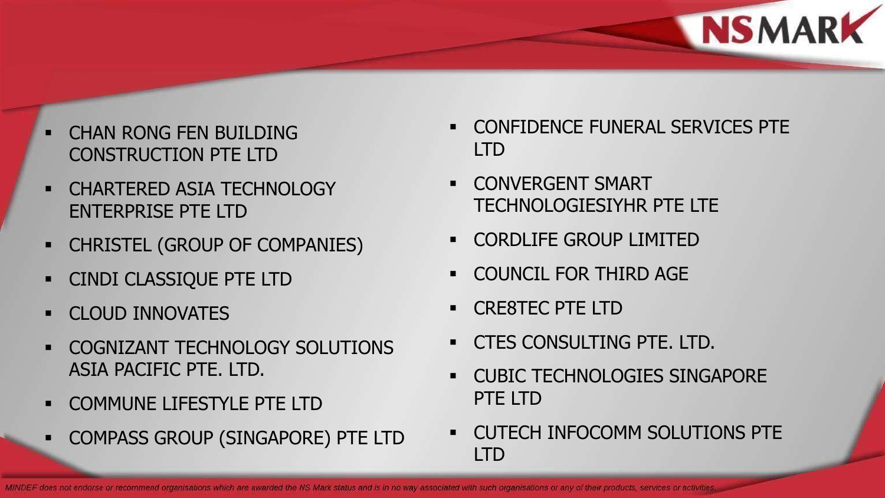- CHAN RONG FEN BUILDING CONSTRUCTION PTE LTD
- CHARTERED ASIA TECHNOLOGY ENTERPRISE PTE LTD
- CHRISTEL (GROUP OF COMPANIES)
- CINDI CLASSIQUE PTE LTD
- CLOUD INNOVATES
- COGNIZANT TECHNOLOGY SOLUTIONS ASIA PACIFIC PTE. LTD.
- COMMUNE LIFESTYLE PTE LTD
- COMPASS GROUP (SINGAPORE) PTE LTD
- CONFIDENCE FUNERAL SERVICES PTE LTD
- CONVERGENT SMART TECHNOLOGIESIYHR PTE LTE
- CORDLIFE GROUP LIMITED
- COUNCIL FOR THIRD AGE
- CRE8TEC PTE LTD
- CTES CONSULTING PTE. LTD.
- CUBIC TECHNOLOGIES SINGAPORE PTE LTD
- CUTECH INFOCOMM SOLUTIONS PTE LTD

*MINDEF does not endorse or recommend organisations which are awarded the NS Mark status and is in no way associated with such organisations or any of their products, services or activities.*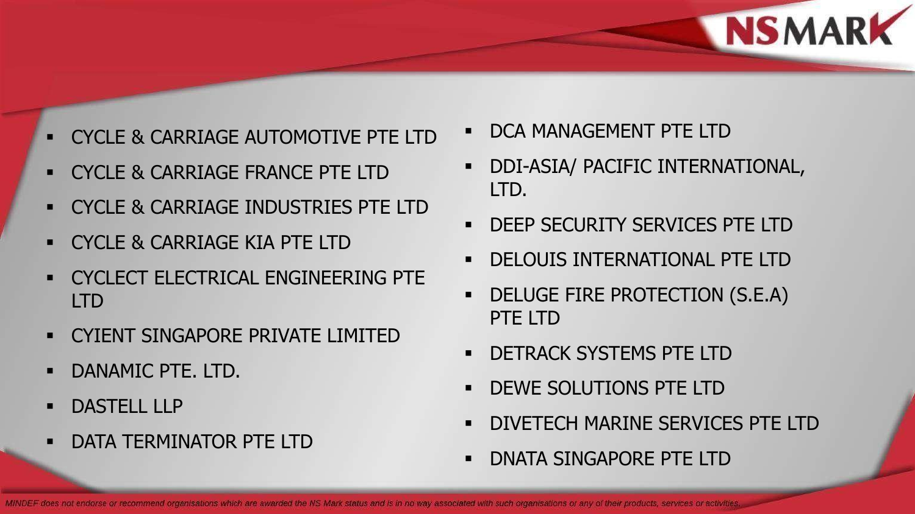- CYCLE & CARRIAGE AUTOMOTIVE PTE LTD
- CYCLE & CARRIAGE FRANCE PTE LTD
- CYCLE & CARRIAGE INDUSTRIES PTE LTD
- CYCLE & CARRIAGE KIA PTE LTD
- CYCLECT ELECTRICAL ENGINEERING PTE LTD
- CYIENT SINGAPORE PRIVATE LIMITED
- DANAMIC PTE. LTD.
- DASTELL LLP
- DATA TERMINATOR PTE LTD
- DCA MANAGEMENT PTE LTD
- DDI-ASIA/ PACIFIC INTERNATIONAL, LTD.
- DEEP SECURITY SERVICES PTE LTD
- DELOUIS INTERNATIONAL PTE LTD
- DELUGE FIRE PROTECTION (S.E.A) PTE LTD
- DETRACK SYSTEMS PTE LTD
- DEWE SOLUTIONS PTE LTD
- DIVETECH MARINE SERVICES PTE LTD
- DNATA SINGAPORE PTE LTD

*MINDEF does not endorse or recommend organisations which are awarded the NS Mark status and is in no way associated with such organisations or any of their products, services or activities.*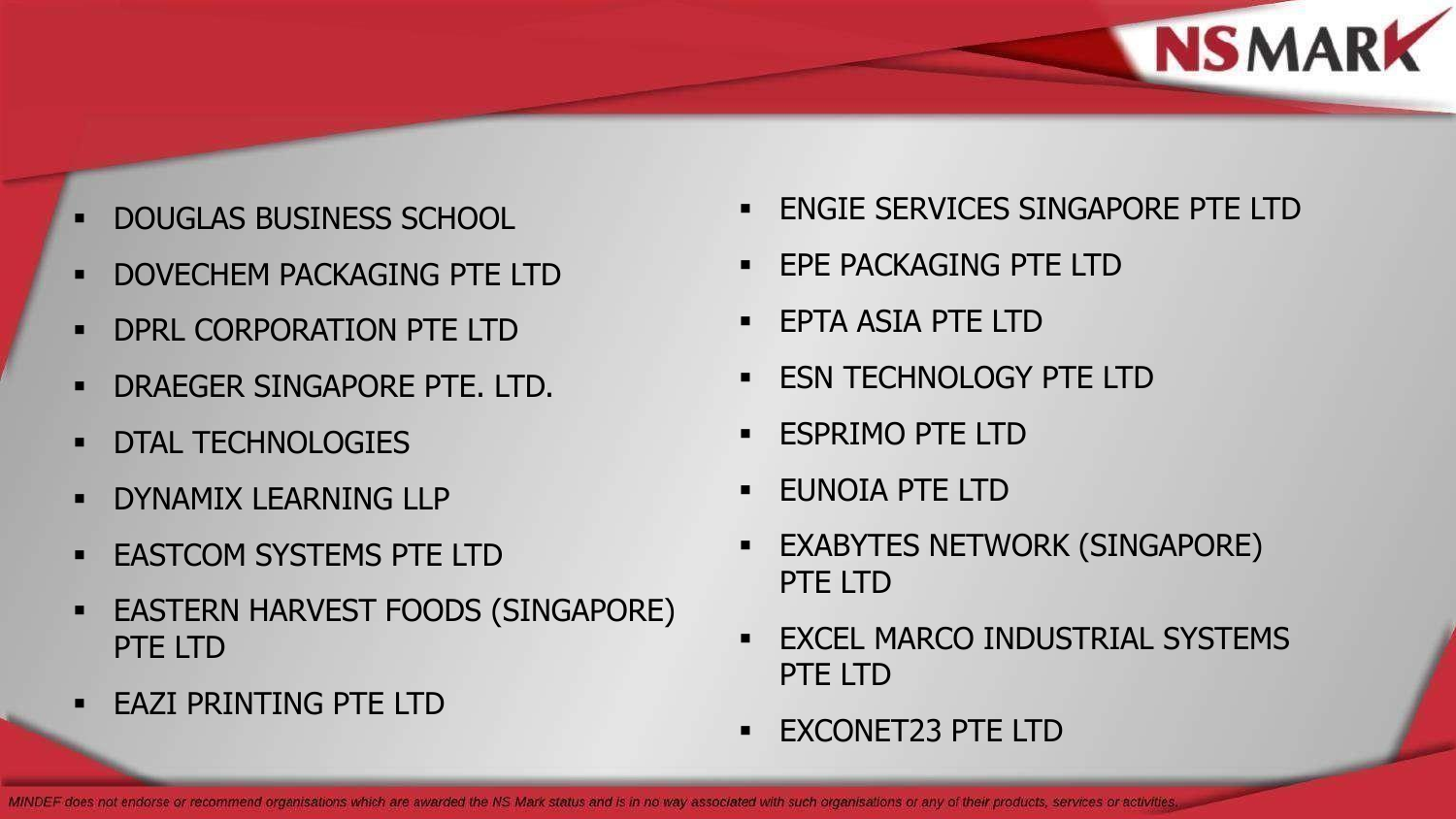- DOUGLAS BUSINESS SCHOOL
- DOVECHEM PACKAGING PTE LTD
- DPRL CORPORATION PTE LTD
- DRAEGER SINGAPORE PTE. LTD.
- DTAL TECHNOLOGIES
- DYNAMIX LEARNING LLP
- EASTCOM SYSTEMS PTE LTD
- EASTERN HARVEST FOODS (SINGAPORE) PTE LTD
- EAZI PRINTING PTE LTD
- ENGIE SERVICES SINGAPORE PTE LTD
- EPE PACKAGING PTE LTD
- EPTA ASIA PTE LTD
- ESN TECHNOLOGY PTE LTD
- ESPRIMO PTE LTD
- EUNOIA PTE LTD
- EXABYTES NETWORK (SINGAPORE) PTE LTD
- EXCEL MARCO INDUSTRIAL SYSTEMS PTE LTD
- EXCONET23 PTE LTD

*MINDEF does not endorse or recommend organisations which are awarded the NS Mark status and is in no way associated with such organisations or any of their products, services or activities.*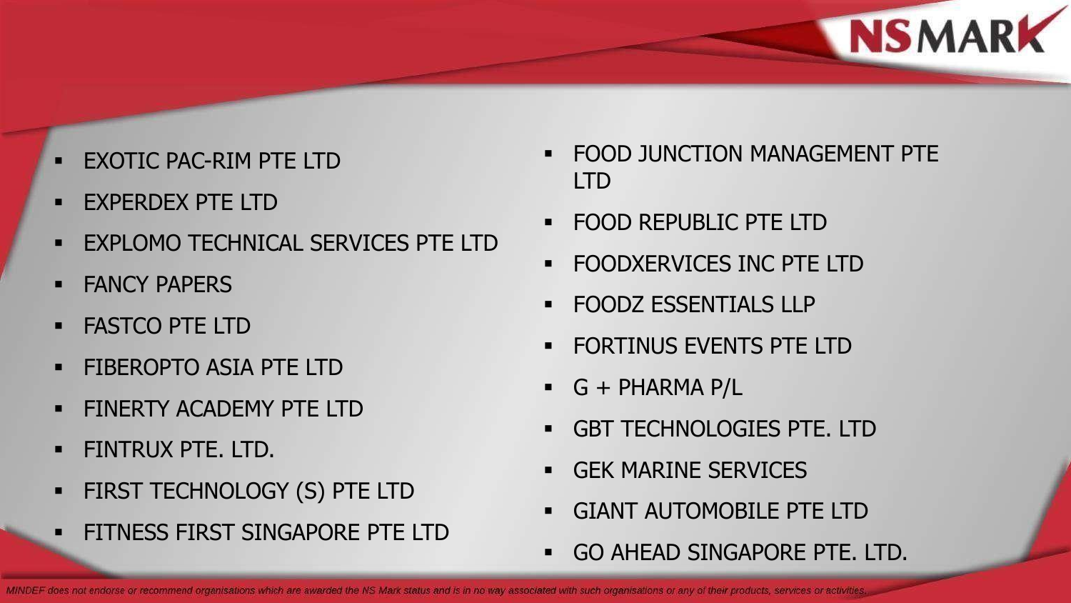- EXOTIC PAC-RIM PTE LTD
- EXPERDEX PTE LTD
- EXPLOMO TECHNICAL SERVICES PTE LTD
- FANCY PAPERS
- FASTCO PTE LTD
- FIBEROPTO ASIA PTE LTD
- FINERTY ACADEMY PTE LTD
- FINTRUX PTE. LTD.
- FIRST TECHNOLOGY (S) PTE LTD
- FITNESS FIRST SINGAPORE PTE LTD
- FOOD JUNCTION MANAGEMENT PTE LTD
- FOOD REPUBLIC PTE LTD
- FOODXERVICES INC PTE LTD
- FOODZ ESSENTIALS LLP
- FORTINUS EVENTS PTE LTD
- G + PHARMA P/L
- GBT TECHNOLOGIES PTE. LTD
- GEK MARINE SERVICES
- GIANT AUTOMOBILE PTE LTD
- GO AHEAD SINGAPORE PTE. LTD.

*MINDEF does not endorse or recommend organisations which are awarded the NS Mark status and is in no way associated with such organisations or any of their products, services or activities.*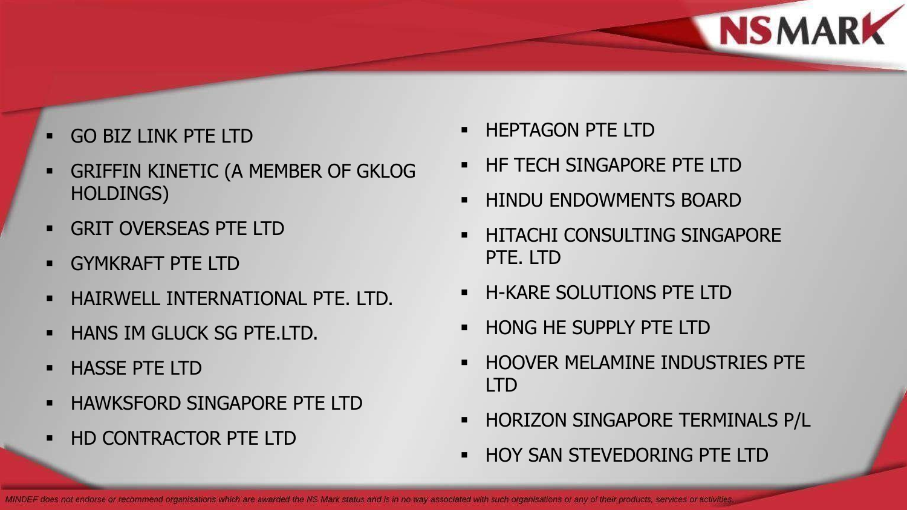- GO BIZ LINK PTE LTD
- GRIFFIN KINETIC (A MEMBER OF GKLOG HOLDINGS)
- GRIT OVERSEAS PTE LTD
- GYMKRAFT PTE LTD
- HAIRWELL INTERNATIONAL PTE. LTD.
- HANS IM GLUCK SG PTE.LTD.
- HASSE PTE LTD
- HAWKSFORD SINGAPORE PTE LTD
- HD CONTRACTOR PTE LTD
- HEPTAGON PTE LTD
- HF TECH SINGAPORE PTE LTD
- HINDU ENDOWMENTS BOARD
- HITACHI CONSULTING SINGAPORE PTE. LTD
- H-KARE SOLUTIONS PTE LTD
- HONG HE SUPPLY PTE LTD
- HOOVER MELAMINE INDUSTRIES PTE LTD
- HORIZON SINGAPORE TERMINALS P/L
- HOY SAN STEVEDORING PTE LTD

*MINDEF does not endorse or recommend organisations which are awarded the NS Mark status and is in no way associated with such organisations or any of their products, services or activities.*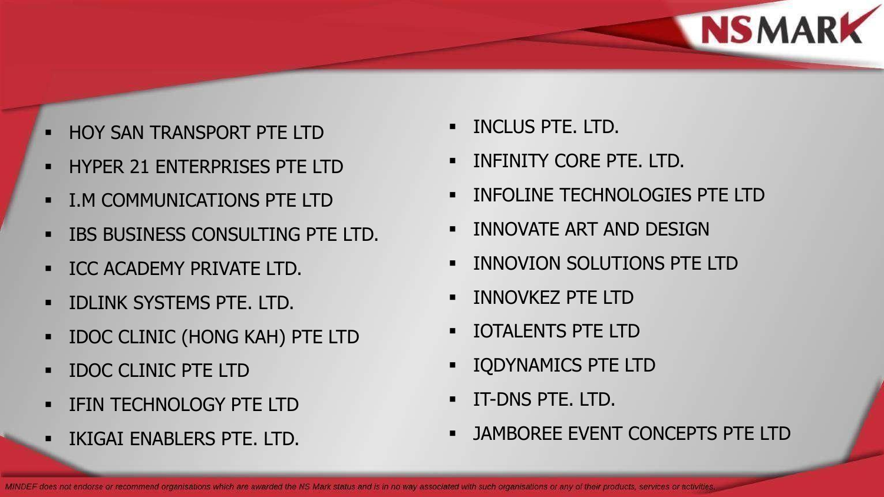- HOY SAN TRANSPORT PTE LTD
- HYPER 21 ENTERPRISES PTE LTD
- I.M COMMUNICATIONS PTE LTD
- IBS BUSINESS CONSULTING PTE LTD.
- ICC ACADEMY PRIVATE LTD.
- IDLINK SYSTEMS PTE. LTD.
- IDOC CLINIC (HONG KAH) PTE LTD
- IDOC CLINIC PTE LTD
- IFIN TECHNOLOGY PTE LTD
- IKIGAI ENABLERS PTE. LTD.
- INCLUS PTE. LTD.
- INFINITY CORE PTE. LTD.
- INFOLINE TECHNOLOGIES PTE LTD
- INNOVATE ART AND DESIGN
- INNOVION SOLUTIONS PTE LTD
- INNOVKEZ PTE LTD
- IOTALENTS PTE LTD
- IQDYNAMICS PTE LTD
- IT-DNS PTE. LTD.
- JAMBOREE EVENT CONCEPTS PTE LTD

*MINDEF does not endorse or recommend organisations which are awarded the NS Mark status and is in no way associated with such organisations or any of their products, services or activities.*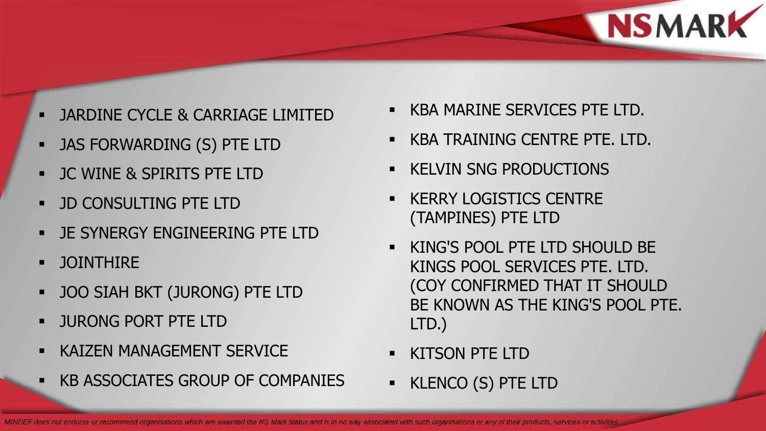- JARDINE CYCLE & CARRIAGE LIMITED
- JAS FORWARDING (S) PTE LTD
- JC WINE & SPIRITS PTE LTD
- JD CONSULTING PTE LTD
- JE SYNERGY ENGINEERING PTE LTD
- JOINTHIRE
- JOO SIAH BKT (JURONG) PTE LTD
- JURONG PORT PTE LTD
- KAIZEN MANAGEMENT SERVICE
- KB ASSOCIATES GROUP OF COMPANIES
- KBA MARINE SERVICES PTE LTD.
- KBA TRAINING CENTRE PTE. LTD.
- KELVIN SNG PRODUCTIONS
- KERRY LOGISTICS CENTRE (TAMPINES) PTE LTD
- KING'S POOL PTE LTD SHOULD BE KINGS POOL SERVICES PTE. LTD. (COY CONFIRMED THAT IT SHOULD BE KNOWN AS THE KING'S POOL PTE. LTD.)
- KITSON PTE LTD
- KLENCO (S) PTE LTD

*MINDEF does not endorse or recommend organisations which are awarded the NS Mark status and is in no way associated with such organisations or any of their products, services or activities.*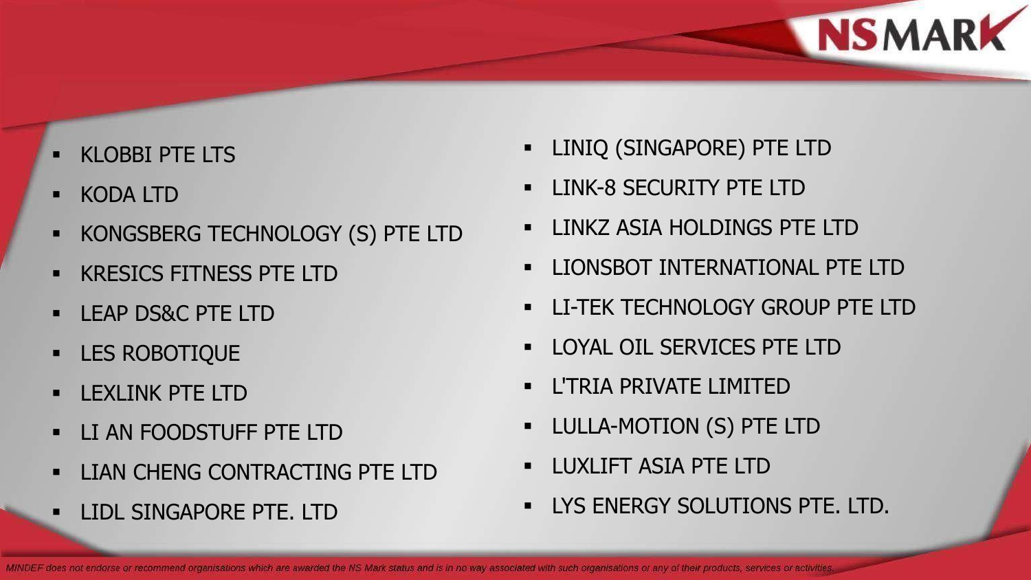- KLOBBI PTE LTS
- KODA LTD
- KONGSBERG TECHNOLOGY (S) PTE LTD
- KRESICS FITNESS PTE LTD
- LEAP DS&C PTE LTD
- LES ROBOTIQUE
- LEXLINK PTE LTD
- LI AN FOODSTUFF PTE LTD
- LIAN CHENG CONTRACTING PTE LTD
- LIDL SINGAPORE PTE. LTD
- LINIQ (SINGAPORE) PTE LTD
- LINK-8 SECURITY PTE LTD
- LINKZ ASIA HOLDINGS PTE LTD
- LIONSBOT INTERNATIONAL PTE LTD
- LI-TEK TECHNOLOGY GROUP PTE LTD
- LOYAL OIL SERVICES PTE LTD
- L'TRIA PRIVATE LIMITED
- LULLA-MOTION (S) PTE LTD
- LUXLIFT ASIA PTE LTD
- LYS ENERGY SOLUTIONS PTE. LTD.

*MINDEF does not endorse or recommend organisations which are awarded the NS Mark status and is in no way associated with such organisations or any of their products, services or activities.*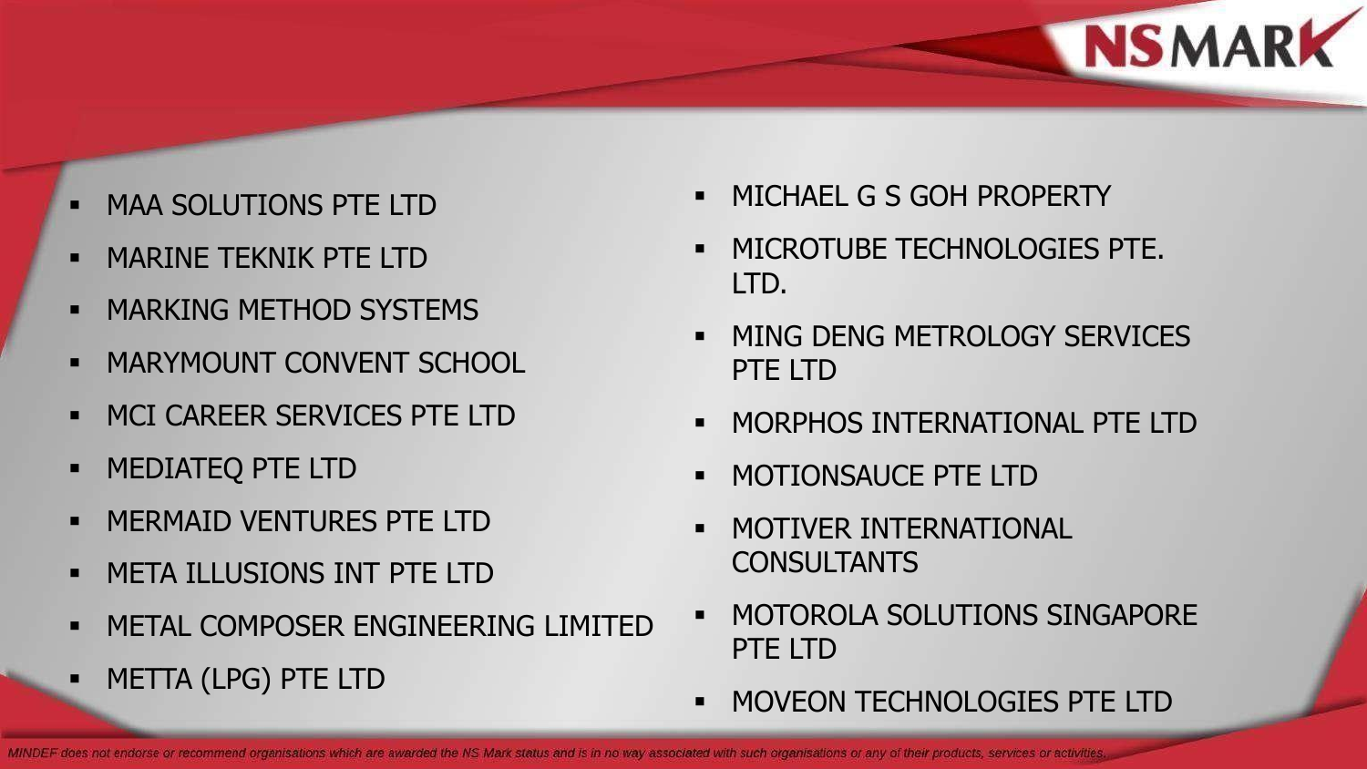- MAA SOLUTIONS PTE LTD
- MARINE TEKNIK PTE LTD
- MARKING METHOD SYSTEMS
- MARYMOUNT CONVENT SCHOOL
- MCI CAREER SERVICES PTE LTD
- MEDIATEQ PTE LTD
- MERMAID VENTURES PTE LTD
- META ILLUSIONS INT PTE LTD
- METAL COMPOSER ENGINEERING LIMITED
- METTA (LPG) PTE LTD
- MICHAEL G S GOH PROPERTY
- MICROTUBE TECHNOLOGIES PTE. LTD.
- MING DENG METROLOGY SERVICES PTE LTD
- MORPHOS INTERNATIONAL PTE LTD
- MOTIONSAUCE PTE LTD
- MOTIVER INTERNATIONAL CONSULTANTS
- MOTOROLA SOLUTIONS SINGAPORE PTE LTD
- MOVEON TECHNOLOGIES PTE LTD

*MINDEF does not endorse or recommend organisations which are awarded the NS Mark status and is in no way associated with such organisations or any of their products, services or activities.*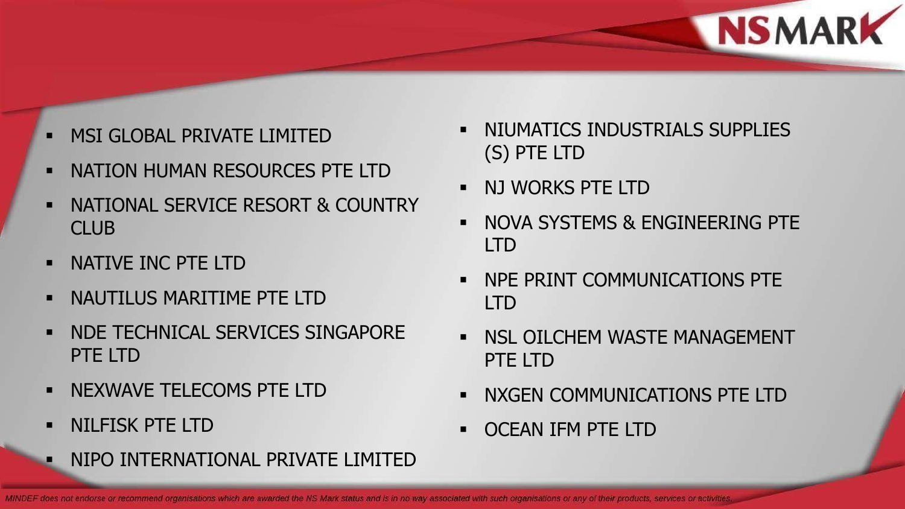- MSI GLOBAL PRIVATE LIMITED
- NATION HUMAN RESOURCES PTE LTD
- NATIONAL SERVICE RESORT & COUNTRY CLUB
- NATIVE INC PTE LTD
- NAUTILUS MARITIME PTE LTD
- NDE TECHNICAL SERVICES SINGAPORE PTE LTD
- NEXWAVE TELECOMS PTE LTD
- NILFISK PTE LTD
- NIPO INTERNATIONAL PRIVATE LIMITED
- NIUMATICS INDUSTRIALS SUPPLIES (S) PTE LTD
- NJ WORKS PTE LTD
- NOVA SYSTEMS & ENGINEERING PTE LTD
- NPE PRINT COMMUNICATIONS PTE LTD
- NSL OILCHEM WASTE MANAGEMENT PTE LTD
- NXGEN COMMUNICATIONS PTE LTD
- OCEAN IFM PTE LTD

*MINDEF does not endorse or recommend organisations which are awarded the NS Mark status and is in no way associated with such organisations or any of their products, services or activities.*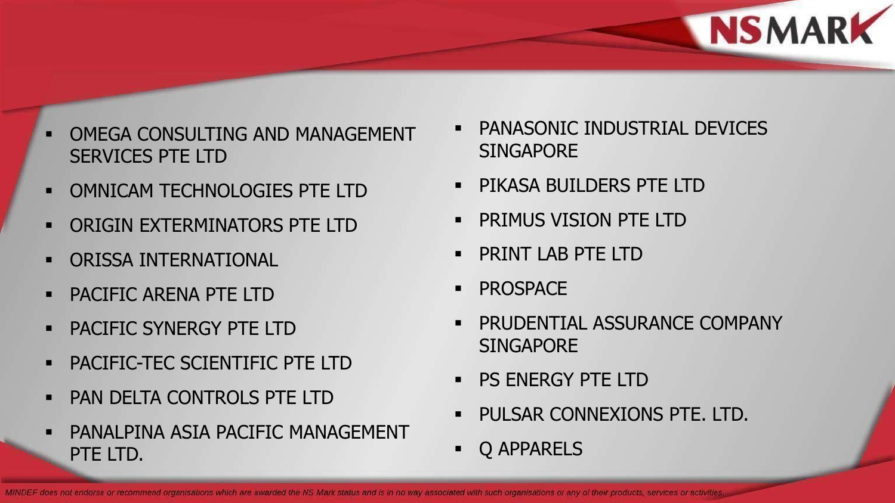- OMEGA CONSULTING AND MANAGEMENT SERVICES PTE LTD
- OMNICAM TECHNOLOGIES PTE LTD
- ORIGIN EXTERMINATORS PTE LTD
- ORISSA INTERNATIONAL
- PACIFIC ARENA PTE LTD
- PACIFIC SYNERGY PTE LTD
- PACIFIC-TEC SCIENTIFIC PTE LTD
- PAN DELTA CONTROLS PTE LTD
- PANALPINA ASIA PACIFIC MANAGEMENT PTE LTD.
- PANASONIC INDUSTRIAL DEVICES SINGAPORE
- PIKASA BUILDERS PTE LTD
- PRIMUS VISION PTE LTD
- PRINT LAB PTE LTD
- PROSPACE
- PRUDENTIAL ASSURANCE COMPANY SINGAPORE
- PS ENERGY PTE LTD
- PULSAR CONNEXIONS PTE. LTD.
- Q APPARELS

*MINDEF does not endorse or recommend organisations which are awarded the NS Mark status and is in no way associated with such organisations or any of their products, services or activities.*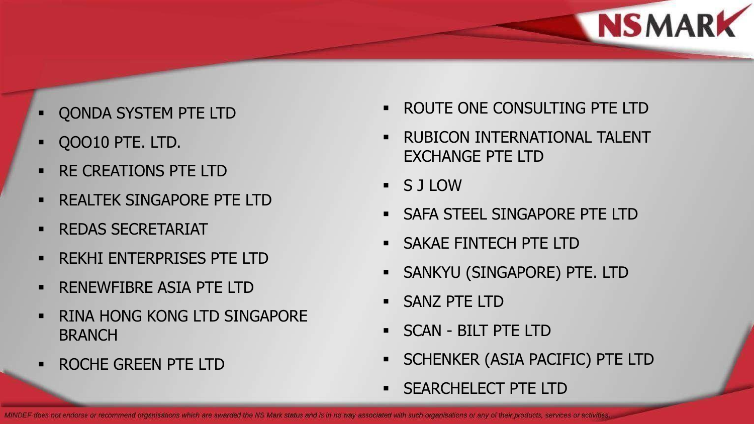- QONDA SYSTEM PTE LTD
- QOO10 PTE. LTD.
- RE CREATIONS PTE LTD
- REALTEK SINGAPORE PTE LTD
- REDAS SECRETARIAT
- REKHI ENTERPRISES PTE LTD
- RENEWFIBRE ASIA PTE LTD
- RINA HONG KONG LTD SINGAPORE BRANCH
- ROCHE GREEN PTE LTD
- ROUTE ONE CONSULTING PTE LTD
- RUBICON INTERNATIONAL TALENT EXCHANGE PTE LTD
- S J LOW
- SAFA STEEL SINGAPORE PTE LTD
- SAKAE FINTECH PTE LTD
- SANKYU (SINGAPORE) PTE. LTD
- SANZ PTE LTD
- SCAN - BILT PTE LTD
- SCHENKER (ASIA PACIFIC) PTE LTD
- SEARCHELECT PTE LTD

*MINDEF does not endorse or recommend organisations which are awarded the NS Mark status and is in no way associated with such organisations or any of their products, services or activities.*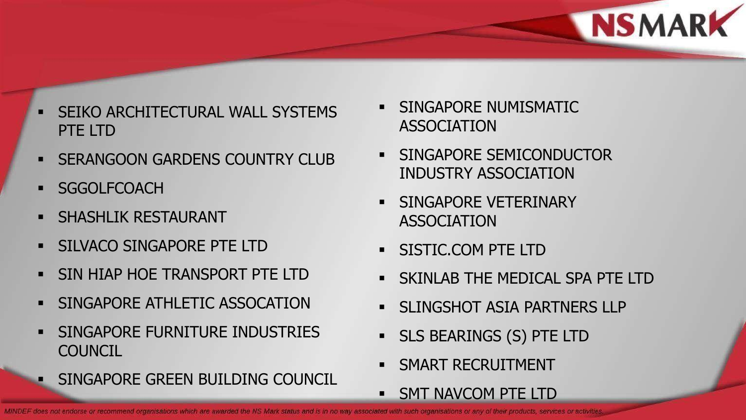- SEIKO ARCHITECTURAL WALL SYSTEMS PTE LTD
- SERANGOON GARDENS COUNTRY CLUB
- SGGOLFCOACH
- SHASHLIK RESTAURANT
- SILVACO SINGAPORE PTE LTD
- SIN HIAP HOE TRANSPORT PTE LTD
- SINGAPORE ATHLETIC ASSOCATION
- SINGAPORE FURNITURE INDUSTRIES COUNCIL
- SINGAPORE GREEN BUILDING COUNCIL
- SINGAPORE NUMISMATIC ASSOCIATION
- SINGAPORE SEMICONDUCTOR INDUSTRY ASSOCIATION
- SINGAPORE VETERINARY ASSOCIATION
- SISTIC.COM PTE LTD
- SKINLAB THE MEDICAL SPA PTE LTD
- SLINGSHOT ASIA PARTNERS LLP
- SLS BEARINGS (S) PTE LTD
- SMART RECRUITMENT
- SMT NAVCOM PTE LTD

*MINDEF does not endorse or recommend organisations which are awarded the NS Mark status and is in no way associated with such organisations or any of their products, services or activities.*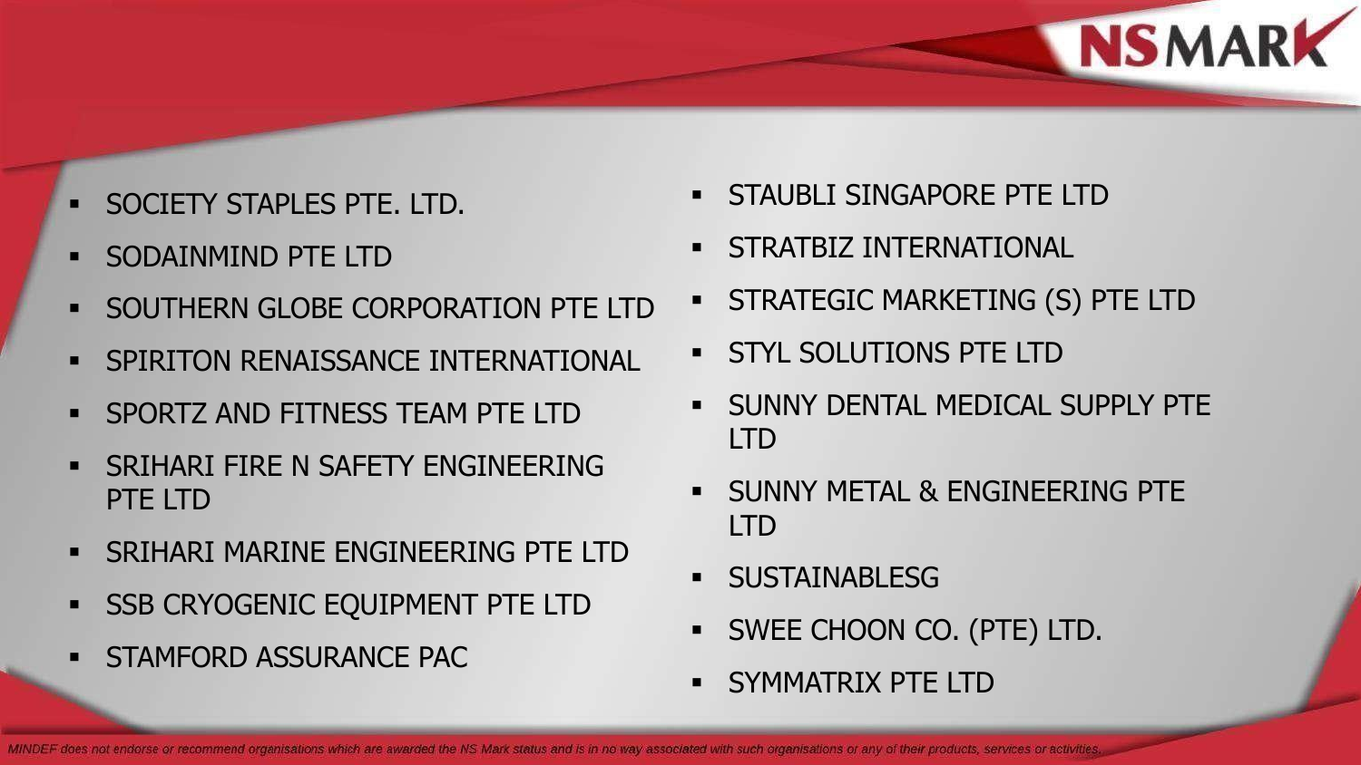- SOCIETY STAPLES PTE. LTD.
- SODAINMIND PTE LTD
- SOUTHERN GLOBE CORPORATION PTE LTD
- SPIRITON RENAISSANCE INTERNATIONAL
- SPORTZ AND FITNESS TEAM PTE LTD
- SRIHARI FIRE N SAFETY ENGINEERING PTE LTD
- SRIHARI MARINE ENGINEERING PTE LTD
- SSB CRYOGENIC EQUIPMENT PTE LTD
- STAMFORD ASSURANCE PAC
- STAUBLI SINGAPORE PTE LTD
- STRATBIZ INTERNATIONAL
- STRATEGIC MARKETING (S) PTE LTD
- STYL SOLUTIONS PTE LTD
- SUNNY DENTAL MEDICAL SUPPLY PTE LTD
- SUNNY METAL & ENGINEERING PTE LTD
- SUSTAINABLESG
- SWEE CHOON CO. (PTE) LTD.
- SYMMATRIX PTE LTD

*MINDEF does not endorse or recommend organisations which are awarded the NS Mark status and is in no way associated with such organisations or any of their products, services or activities.*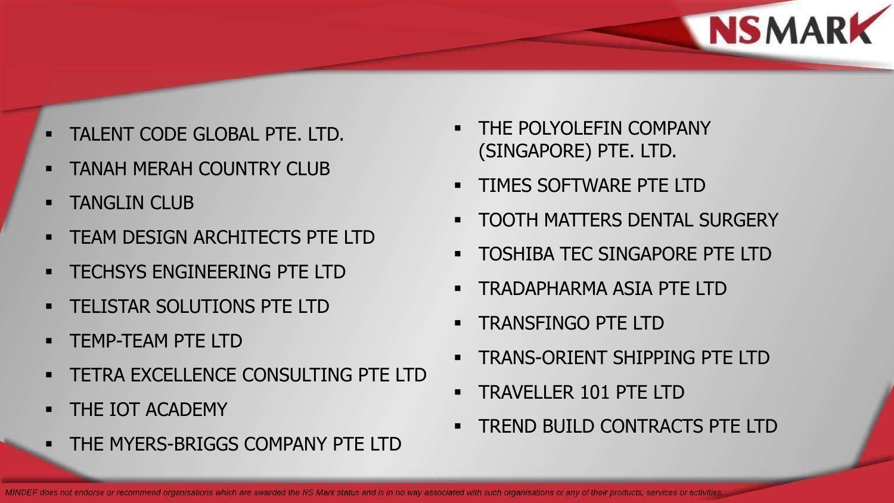- TALENT CODE GLOBAL PTE. LTD.
- TANAH MERAH COUNTRY CLUB
- TANGLIN CLUB
- TEAM DESIGN ARCHITECTS PTE LTD
- TECHSYS ENGINEERING PTE LTD
- TELISTAR SOLUTIONS PTE LTD
- TEMP-TEAM PTE LTD
- TETRA EXCELLENCE CONSULTING PTE LTD
- THE IOT ACADEMY
- THE MYERS-BRIGGS COMPANY PTE LTD
- THE POLYOLEFIN COMPANY (SINGAPORE) PTE. LTD.
- TIMES SOFTWARE PTE LTD
- TOOTH MATTERS DENTAL SURGERY
- TOSHIBA TEC SINGAPORE PTE LTD
- TRADAPHARMA ASIA PTE LTD
- TRANSFINGO PTE LTD
- TRANS-ORIENT SHIPPING PTE LTD
- TRAVELLER 101 PTE LTD
- TREND BUILD CONTRACTS PTE LTD

*MINDEF does not endorse or recommend organisations which are awarded the NS Mark status and is in no way associated with such organisations or any of their products, services or activities.*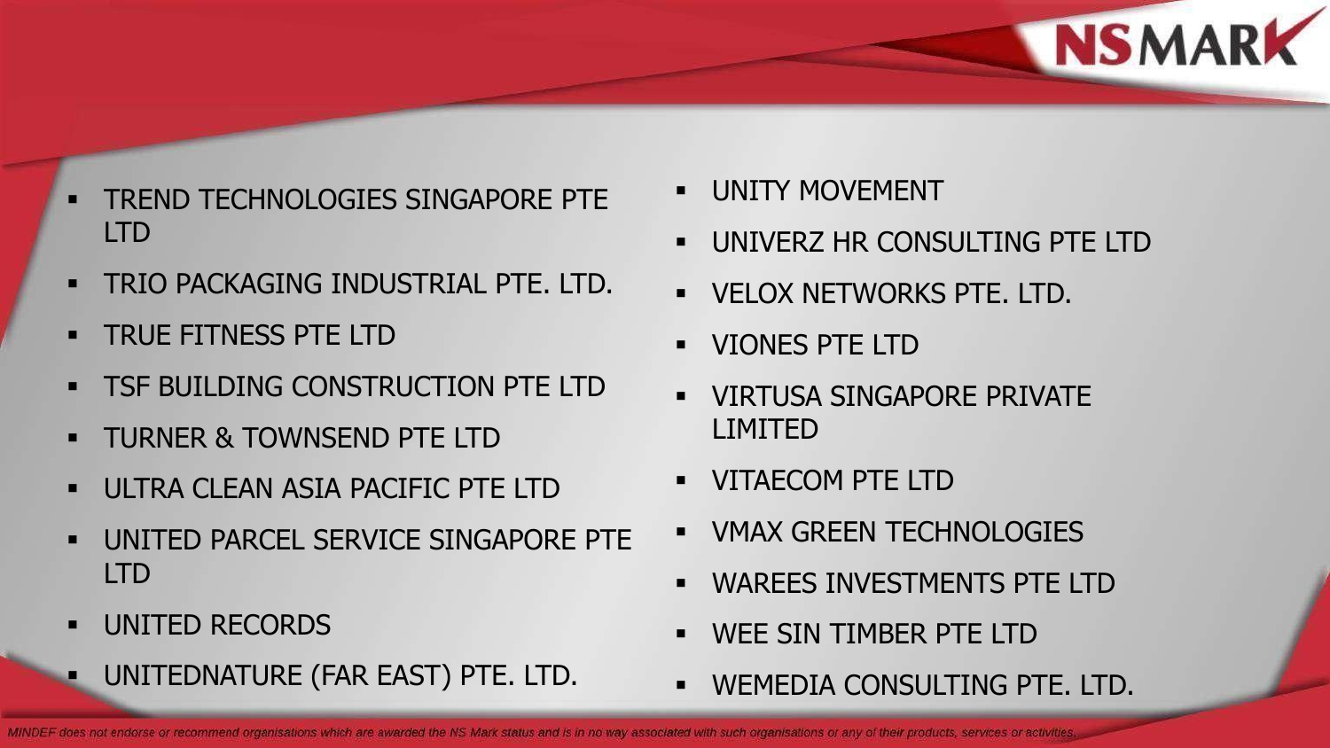- TREND TECHNOLOGIES SINGAPORE PTE LTD
- TRIO PACKAGING INDUSTRIAL PTE. LTD.
- TRUE FITNESS PTE LTD
- TSF BUILDING CONSTRUCTION PTE LTD
- TURNER & TOWNSEND PTE LTD
- ULTRA CLEAN ASIA PACIFIC PTE LTD
- UNITED PARCEL SERVICE SINGAPORE PTE LTD
- UNITED RECORDS
- UNITEDNATURE (FAR EAST) PTE. LTD.
- UNITY MOVEMENT
- UNIVERZ HR CONSULTING PTE LTD
- VELOX NETWORKS PTE. LTD.
- VIONES PTE LTD
- VIRTUSA SINGAPORE PRIVATE LIMITED
- VITAECOM PTE LTD
- VMAX GREEN TECHNOLOGIES
- WAREES INVESTMENTS PTE LTD
- WEE SIN TIMBER PTE LTD
- WEMEDIA CONSULTING PTE. LTD.

*MINDEF does not endorse or recommend organisations which are awarded the NS Mark status and is in no way associated with such organisations or any of their products, services or activities.*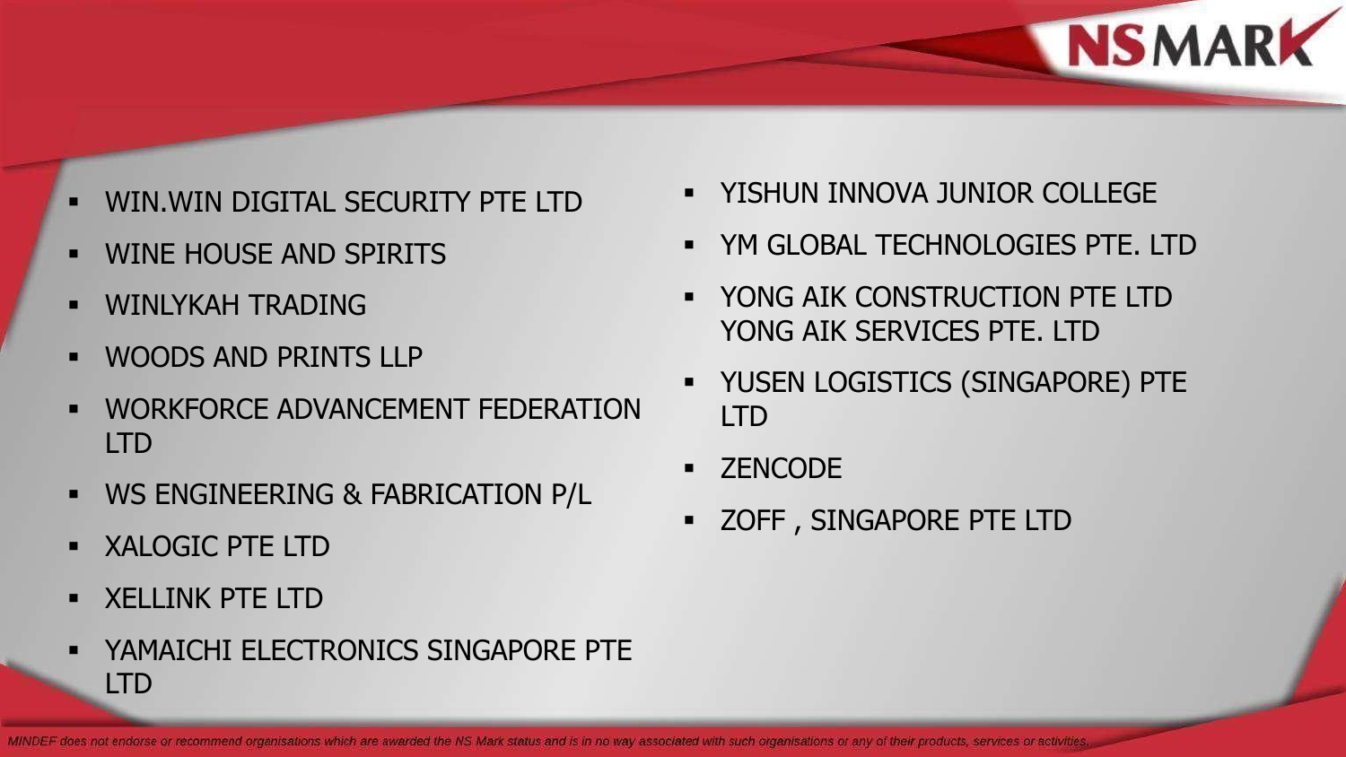- WIN.WIN DIGITAL SECURITY PTE LTD
- WINE HOUSE AND SPIRITS
- WINLYKAH TRADING
- WOODS AND PRINTS LLP
- WORKFORCE ADVANCEMENT FEDERATION LTD
- WS ENGINEERING & FABRICATION P/L
- XALOGIC PTE LTD
- XELLINK PTE LTD
- YAMAICHI ELECTRONICS SINGAPORE PTE LTD
- YISHUN INNOVA JUNIOR COLLEGE
- YM GLOBAL TECHNOLOGIES PTE. LTD
- YONG AIK CONSTRUCTION PTE LTD YONG AIK SERVICES PTE. LTD
- YUSEN LOGISTICS (SINGAPORE) PTE LTD
- ZENCODE
- ZOFF , SINGAPORE PTE LTD

*MINDEF does not endorse or recommend organisations which are awarded the NS Mark status and is in no way associated with such organisations or any of their products, services or activities.*